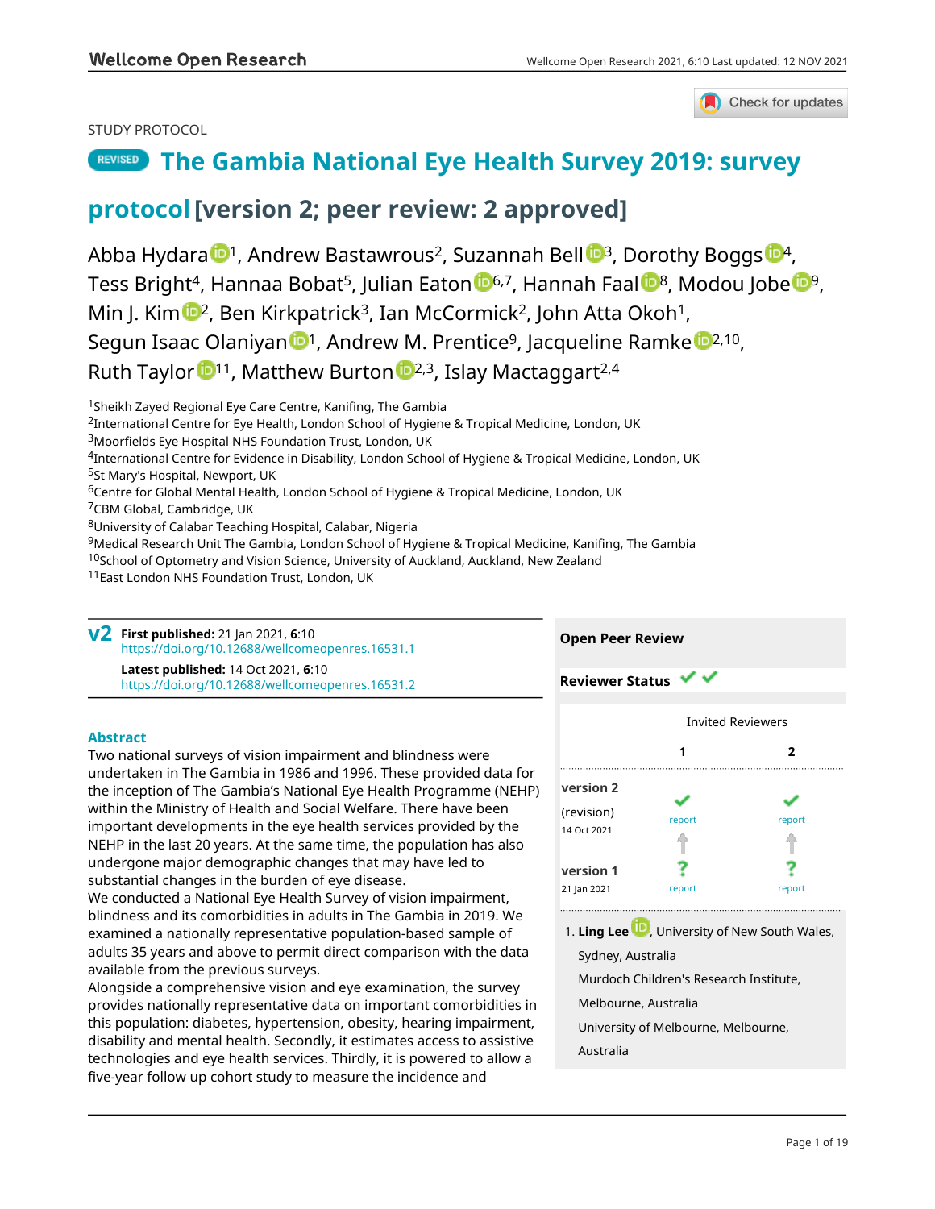STUDY PROTOCOL

# REVISED The Gambia National Eye Health Survey 2019: survey protocol [version 2; peer review: 2 approved]

Abba Hydara[1], Andrew Bastawrous[2], Suzannah Bell[3], Dorothy Boggs[4], Tess Bright[4], Hannaa Bobat[5], Julian Eaton[6,7], Hannah Faal[8], Modou Jobe[9], Min J. Kim[2], Ben Kirkpatrick[3], Ian McCormick[2], John Atta Okoh[1], Segun Isaac Olaniyan[1], Andrew M. Prentice[9], Jacqueline Ramke[2,10], Ruth Taylor[11], Matthew Burton[2,3], Islay Mactaggart[2,4]

[1]Sheikh Zayed Regional Eye Care Centre, Kanifing, The Gambia
[2]International Centre for Eye Health, London School of Hygiene & Tropical Medicine, London, UK
[3]Moorfields Eye Hospital NHS Foundation Trust, London, UK
[4]International Centre for Evidence in Disability, London School of Hygiene & Tropical Medicine, London, UK
[5]St Mary's Hospital, Newport, UK
[6]Centre for Global Mental Health, London School of Hygiene & Tropical Medicine, London, UK
[7]CBM Global, Cambridge, UK
[8]University of Calabar Teaching Hospital, Calabar, Nigeria
[9]Medical Research Unit The Gambia, London School of Hygiene & Tropical Medicine, Kanifing, The Gambia
[10]School of Optometry and Vision Science, University of Auckland, Auckland, New Zealand
[11]East London NHS Foundation Trust, London, UK

**v2** **First published:** 21 Jan 2021, **6**:10
https://doi.org/10.12688/wellcomeopenres.16531.1
**Latest published:** 14 Oct 2021, **6**:10
https://doi.org/10.12688/wellcomeopenres.16531.2

## Abstract

Two national surveys of vision impairment and blindness were undertaken in The Gambia in 1986 and 1996. These provided data for the inception of The Gambia's National Eye Health Programme (NEHP) within the Ministry of Health and Social Welfare. There have been important developments in the eye health services provided by the NEHP in the last 20 years. At the same time, the population has also undergone major demographic changes that may have led to substantial changes in the burden of eye disease.

We conducted a National Eye Health Survey of vision impairment, blindness and its comorbidities in adults in The Gambia in 2019. We examined a nationally representative population-based sample of adults 35 years and above to permit direct comparison with the data available from the previous surveys.

Alongside a comprehensive vision and eye examination, the survey provides nationally representative data on important comorbidities in this population: diabetes, hypertension, obesity, hearing impairment, disability and mental health. Secondly, it estimates access to assistive technologies and eye health services. Thirdly, it is powered to allow a five-year follow up cohort study to measure the incidence and

**Open Peer Review**

**Reviewer Status** ✓ ✓

| | Invited Reviewers | |
|---|---|---|
| | 1 | 2 |
| **version 2** (revision) 14 Oct 2021 | ✓ report | ✓ report |
| **version 1** 21 Jan 2021 | ? report | ? report |

1. **Ling Lee**, University of New South Wales, Sydney, Australia
Murdoch Children's Research Institute, Melbourne, Australia
University of Melbourne, Melbourne, Australia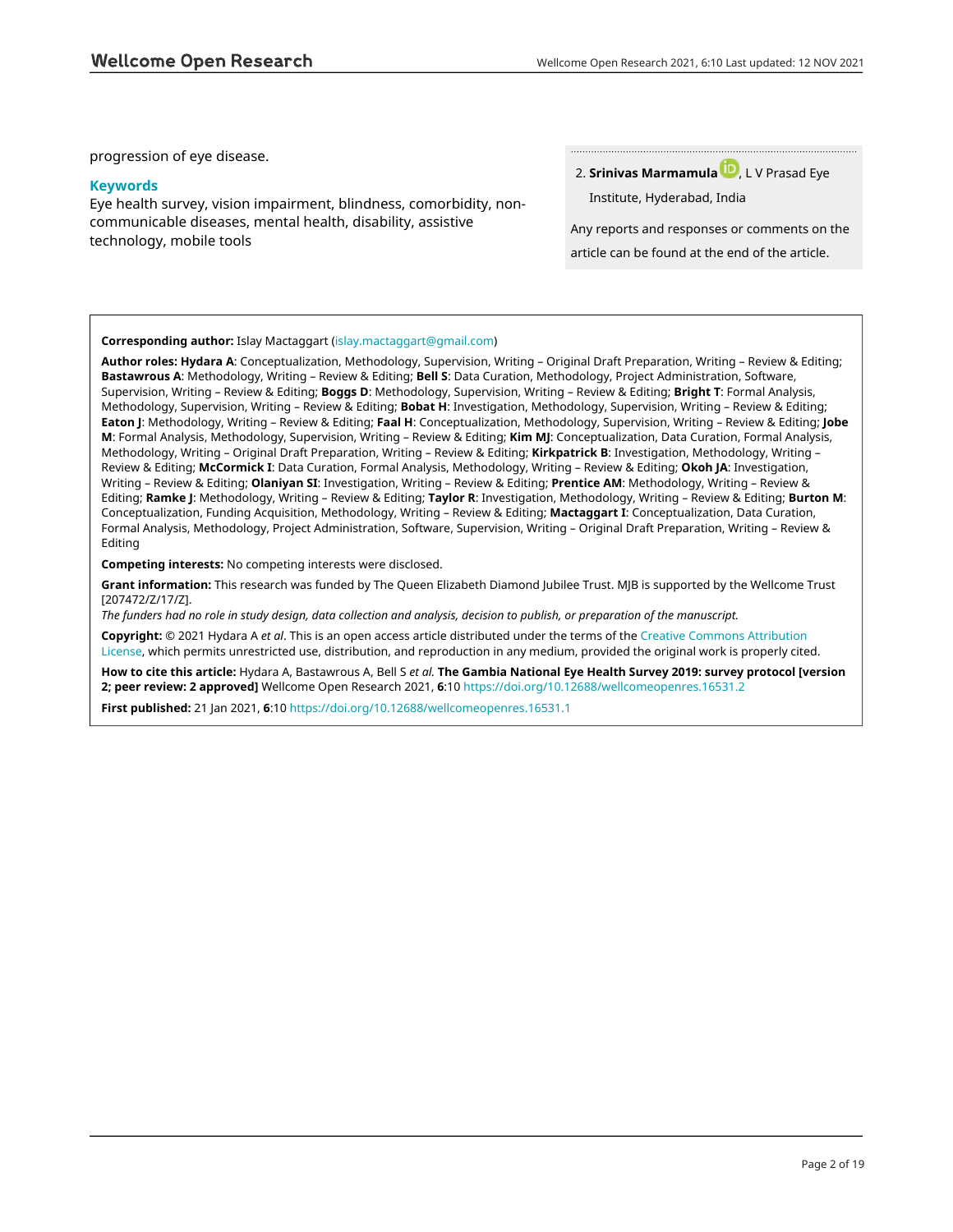progression of eye disease.

**Keywords**

Eye health survey, vision impairment, blindness, comorbidity, non-communicable diseases, mental health, disability, assistive technology, mobile tools

2. **Srinivas Marmamula**, L V Prasad Eye Institute, Hyderabad, India

Any reports and responses or comments on the article can be found at the end of the article.

**Corresponding author:** Islay Mactaggart (islay.mactaggart@gmail.com)

**Author roles: Hydara A**: Conceptualization, Methodology, Supervision, Writing – Original Draft Preparation, Writing – Review & Editing; **Bastawrous A**: Methodology, Writing – Review & Editing; **Bell S**: Data Curation, Methodology, Project Administration, Software, Supervision, Writing – Review & Editing; **Boggs D**: Methodology, Supervision, Writing – Review & Editing; **Bright T**: Formal Analysis, Methodology, Supervision, Writing – Review & Editing; **Bobat H**: Investigation, Methodology, Supervision, Writing – Review & Editing; **Eaton J**: Methodology, Writing – Review & Editing; **Faal H**: Conceptualization, Methodology, Supervision, Writing – Review & Editing; **Jobe M**: Formal Analysis, Methodology, Supervision, Writing – Review & Editing; **Kim MJ**: Conceptualization, Data Curation, Formal Analysis, Methodology, Writing – Original Draft Preparation, Writing – Review & Editing; **Kirkpatrick B**: Investigation, Methodology, Writing – Review & Editing; **McCormick I**: Data Curation, Formal Analysis, Methodology, Writing – Review & Editing; **Okoh JA**: Investigation, Writing – Review & Editing; **Olaniyan SI**: Investigation, Writing – Review & Editing; **Prentice AM**: Methodology, Writing – Review & Editing; **Ramke J**: Methodology, Writing – Review & Editing; **Taylor R**: Investigation, Methodology, Writing – Review & Editing; **Burton M**: Conceptualization, Funding Acquisition, Methodology, Writing – Review & Editing; **Mactaggart I**: Conceptualization, Data Curation, Formal Analysis, Methodology, Project Administration, Software, Supervision, Writing – Original Draft Preparation, Writing – Review & Editing

**Competing interests:** No competing interests were disclosed.

**Grant information:** This research was funded by The Queen Elizabeth Diamond Jubilee Trust. MJB is supported by the Wellcome Trust [207472/Z/17/Z].

*The funders had no role in study design, data collection and analysis, decision to publish, or preparation of the manuscript.*

**Copyright:** © 2021 Hydara A *et al*. This is an open access article distributed under the terms of the Creative Commons Attribution License, which permits unrestricted use, distribution, and reproduction in any medium, provided the original work is properly cited.

**How to cite this article:** Hydara A, Bastawrous A, Bell S *et al.* **The Gambia National Eye Health Survey 2019: survey protocol [version 2; peer review: 2 approved]** Wellcome Open Research 2021, **6**:10 https://doi.org/10.12688/wellcomeopenres.16531.2

**First published:** 21 Jan 2021, **6**:10 https://doi.org/10.12688/wellcomeopenres.16531.1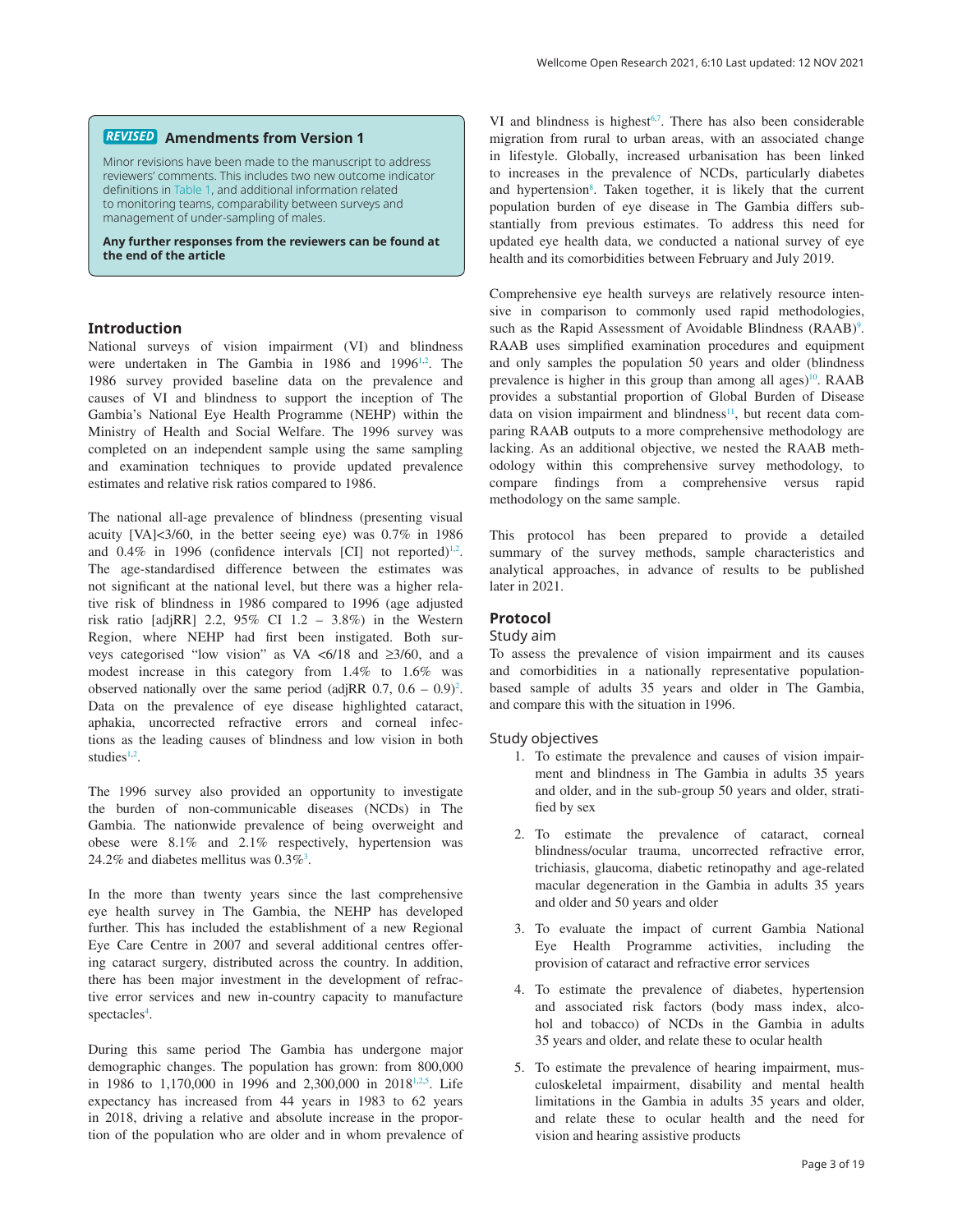**REVISED** **Amendments from Version 1**

Minor revisions have been made to the manuscript to address reviewers' comments. This includes two new outcome indicator definitions in Table 1, and additional information related to monitoring teams, comparability between surveys and management of under-sampling of males.

**Any further responses from the reviewers can be found at the end of the article**

## Introduction

National surveys of vision impairment (VI) and blindness were undertaken in The Gambia in 1986 and 1996[1,2]. The 1986 survey provided baseline data on the prevalence and causes of VI and blindness to support the inception of The Gambia's National Eye Health Programme (NEHP) within the Ministry of Health and Social Welfare. The 1996 survey was completed on an independent sample using the same sampling and examination techniques to provide updated prevalence estimates and relative risk ratios compared to 1986.

The national all-age prevalence of blindness (presenting visual acuity [VA]<3/60, in the better seeing eye) was 0.7% in 1986 and 0.4% in 1996 (confidence intervals [CI] not reported)[1,2]. The age-standardised difference between the estimates was not significant at the national level, but there was a higher relative risk of blindness in 1986 compared to 1996 (age adjusted risk ratio [adjRR] 2.2, 95% CI 1.2 – 3.8%) in the Western Region, where NEHP had first been instigated. Both surveys categorised "low vision" as VA <6/18 and ≥3/60, and a modest increase in this category from 1.4% to 1.6% was observed nationally over the same period (adjRR 0.7, 0.6 – 0.9)[2]. Data on the prevalence of eye disease highlighted cataract, aphakia, uncorrected refractive errors and corneal infections as the leading causes of blindness and low vision in both studies[1,2].

The 1996 survey also provided an opportunity to investigate the burden of non-communicable diseases (NCDs) in The Gambia. The nationwide prevalence of being overweight and obese were 8.1% and 2.1% respectively, hypertension was 24.2% and diabetes mellitus was 0.3%[3].

In the more than twenty years since the last comprehensive eye health survey in The Gambia, the NEHP has developed further. This has included the establishment of a new Regional Eye Care Centre in 2007 and several additional centres offering cataract surgery, distributed across the country. In addition, there has been major investment in the development of refractive error services and new in-country capacity to manufacture spectacles[4].

During this same period The Gambia has undergone major demographic changes. The population has grown: from 800,000 in 1986 to 1,170,000 in 1996 and 2,300,000 in 2018[1,2,5]. Life expectancy has increased from 44 years in 1983 to 62 years in 2018, driving a relative and absolute increase in the proportion of the population who are older and in whom prevalence of VI and blindness is highest[6,7]. There has also been considerable migration from rural to urban areas, with an associated change in lifestyle. Globally, increased urbanisation has been linked to increases in the prevalence of NCDs, particularly diabetes and hypertension[8]. Taken together, it is likely that the current population burden of eye disease in The Gambia differs substantially from previous estimates. To address this need for updated eye health data, we conducted a national survey of eye health and its comorbidities between February and July 2019.

Comprehensive eye health surveys are relatively resource intensive in comparison to commonly used rapid methodologies, such as the Rapid Assessment of Avoidable Blindness (RAAB)[9]. RAAB uses simplified examination procedures and equipment and only samples the population 50 years and older (blindness prevalence is higher in this group than among all ages)[10]. RAAB provides a substantial proportion of Global Burden of Disease data on vision impairment and blindness[11], but recent data comparing RAAB outputs to a more comprehensive methodology are lacking. As an additional objective, we nested the RAAB methodology within this comprehensive survey methodology, to compare findings from a comprehensive versus rapid methodology on the same sample.

This protocol has been prepared to provide a detailed summary of the survey methods, sample characteristics and analytical approaches, in advance of results to be published later in 2021.

## Protocol

### Study aim

To assess the prevalence of vision impairment and its causes and comorbidities in a nationally representative population-based sample of adults 35 years and older in The Gambia, and compare this with the situation in 1996.

### Study objectives

1. To estimate the prevalence and causes of vision impairment and blindness in The Gambia in adults 35 years and older, and in the sub-group 50 years and older, stratified by sex

2. To estimate the prevalence of cataract, corneal blindness/ocular trauma, uncorrected refractive error, trichiasis, glaucoma, diabetic retinopathy and age-related macular degeneration in the Gambia in adults 35 years and older and 50 years and older

3. To evaluate the impact of current Gambia National Eye Health Programme activities, including the provision of cataract and refractive error services

4. To estimate the prevalence of diabetes, hypertension and associated risk factors (body mass index, alcohol and tobacco) of NCDs in the Gambia in adults 35 years and older, and relate these to ocular health

5. To estimate the prevalence of hearing impairment, musculoskeletal impairment, disability and mental health limitations in the Gambia in adults 35 years and older, and relate these to ocular health and the need for vision and hearing assistive products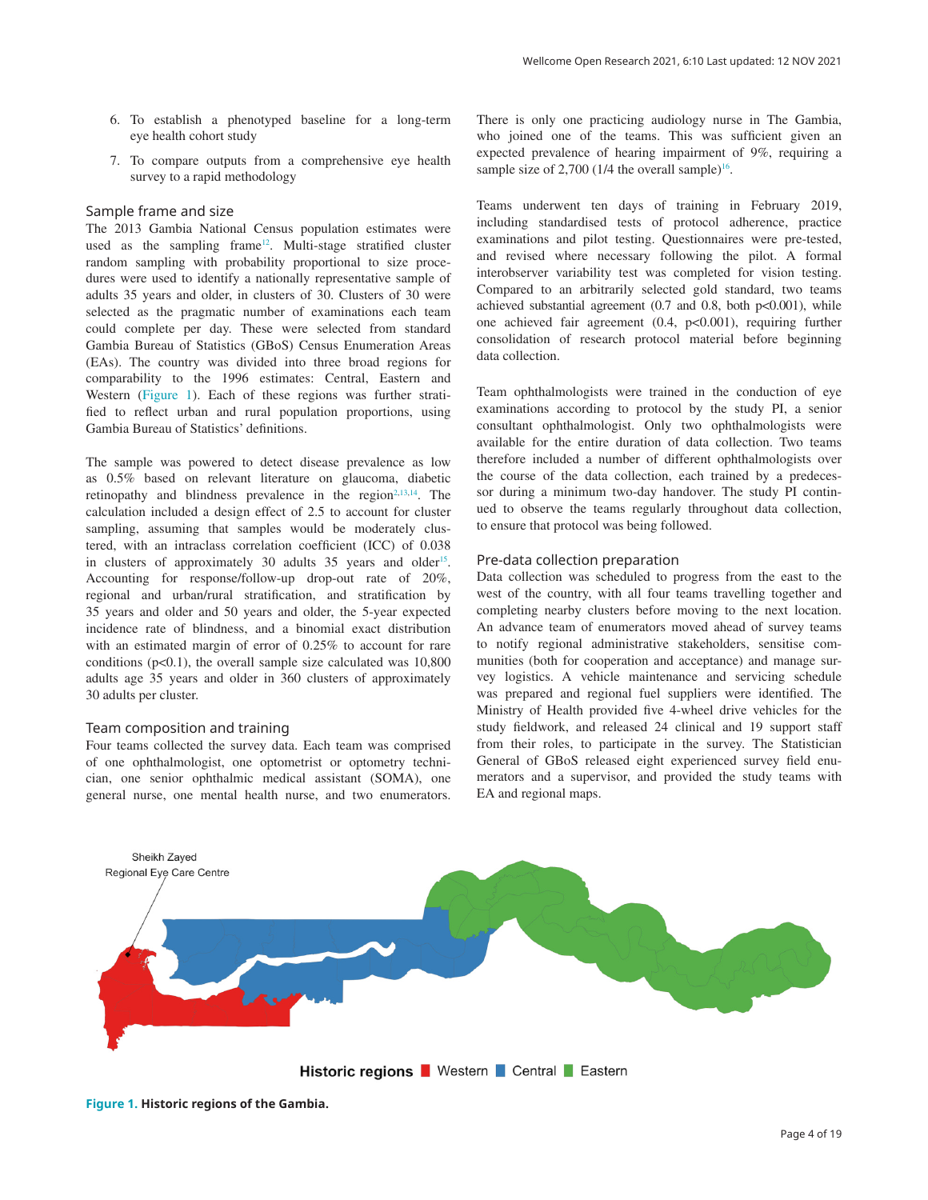6. To establish a phenotyped baseline for a long-term eye health cohort study
7. To compare outputs from a comprehensive eye health survey to a rapid methodology

### Sample frame and size

The 2013 Gambia National Census population estimates were used as the sampling frame[12]. Multi-stage stratified cluster random sampling with probability proportional to size procedures were used to identify a nationally representative sample of adults 35 years and older, in clusters of 30. Clusters of 30 were selected as the pragmatic number of examinations each team could complete per day. These were selected from standard Gambia Bureau of Statistics (GBoS) Census Enumeration Areas (EAs). The country was divided into three broad regions for comparability to the 1996 estimates: Central, Eastern and Western (Figure 1). Each of these regions was further stratified to reflect urban and rural population proportions, using Gambia Bureau of Statistics' definitions.

The sample was powered to detect disease prevalence as low as 0.5% based on relevant literature on glaucoma, diabetic retinopathy and blindness prevalence in the region[2,13,14]. The calculation included a design effect of 2.5 to account for cluster sampling, assuming that samples would be moderately clustered, with an intraclass correlation coefficient (ICC) of 0.038 in clusters of approximately 30 adults 35 years and older[15]. Accounting for response/follow-up drop-out rate of 20%, regional and urban/rural stratification, and stratification by 35 years and older and 50 years and older, the 5-year expected incidence rate of blindness, and a binomial exact distribution with an estimated margin of error of 0.25% to account for rare conditions ($p<0.1$), the overall sample size calculated was 10,800 adults age 35 years and older in 360 clusters of approximately 30 adults per cluster.

### Team composition and training

Four teams collected the survey data. Each team was comprised of one ophthalmologist, one optometrist or optometry technician, one senior ophthalmic medical assistant (SOMA), one general nurse, one mental health nurse, and two enumerators. There is only one practicing audiology nurse in The Gambia, who joined one of the teams. This was sufficient given an expected prevalence of hearing impairment of 9%, requiring a sample size of 2,700 (1/4 the overall sample)[16].

Teams underwent ten days of training in February 2019, including standardised tests of protocol adherence, practice examinations and pilot testing. Questionnaires were pre-tested, and revised where necessary following the pilot. A formal interobserver variability test was completed for vision testing. Compared to an arbitrarily selected gold standard, two teams achieved substantial agreement (0.7 and 0.8, both $p<0.001$), while one achieved fair agreement (0.4, $p<0.001$), requiring further consolidation of research protocol material before beginning data collection.

Team ophthalmologists were trained in the conduction of eye examinations according to protocol by the study PI, a senior consultant ophthalmologist. Only two ophthalmologists were available for the entire duration of data collection. Two teams therefore included a number of different ophthalmologists over the course of the data collection, each trained by a predecessor during a minimum two-day handover. The study PI continued to observe the teams regularly throughout data collection, to ensure that protocol was being followed.

### Pre-data collection preparation

Data collection was scheduled to progress from the east to the west of the country, with all four teams travelling together and completing nearby clusters before moving to the next location. An advance team of enumerators moved ahead of survey teams to notify regional administrative stakeholders, sensitise communities (both for cooperation and acceptance) and manage survey logistics. A vehicle maintenance and servicing schedule was prepared and regional fuel suppliers were identified. The Ministry of Health provided five 4-wheel drive vehicles for the study fieldwork, and released 24 clinical and 19 support staff from their roles, to participate in the survey. The Statistician General of GBoS released eight experienced survey field enumerators and a supervisor, and provided the study teams with EA and regional maps.

**Figure 1. Historic regions of the Gambia.**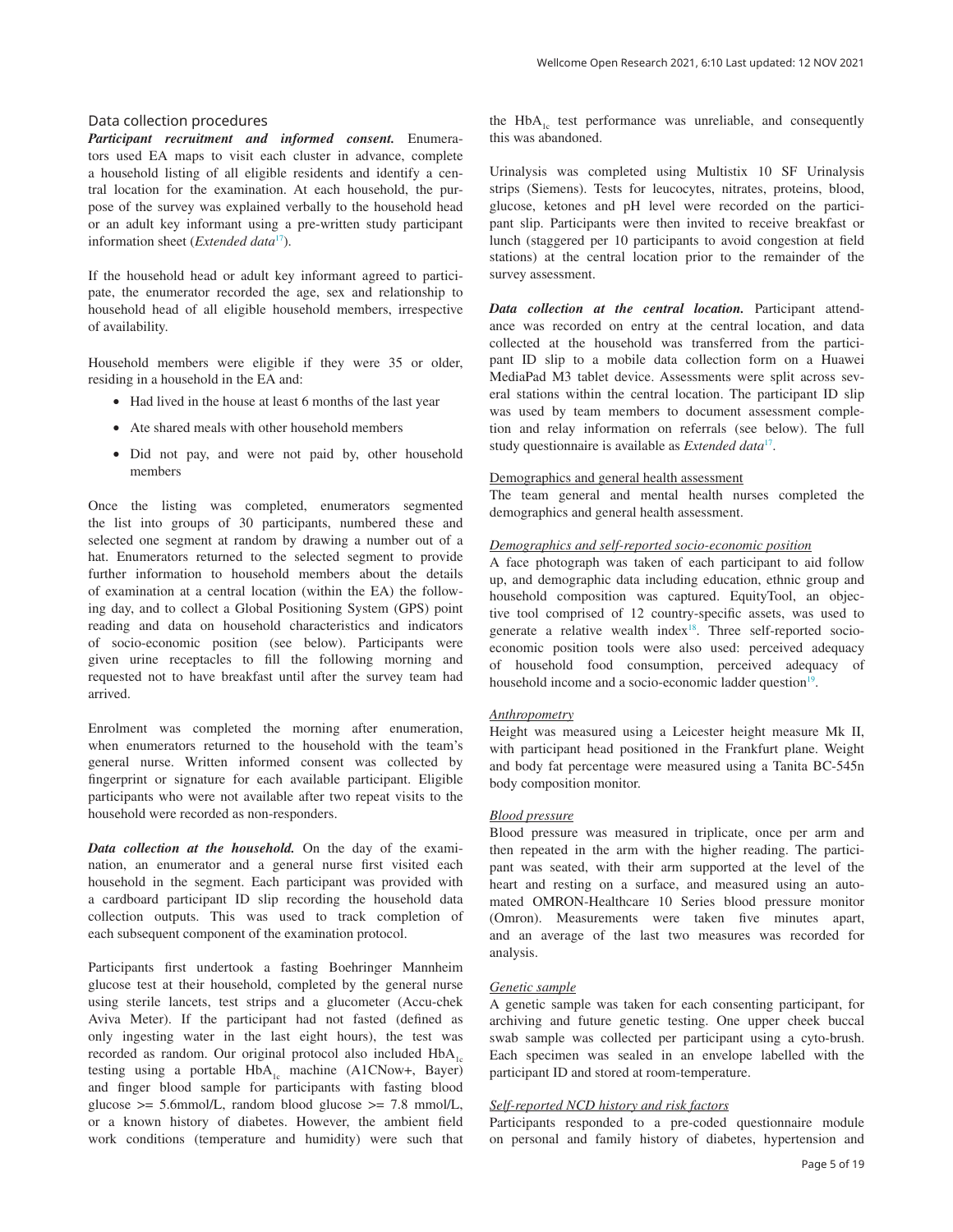## Data collection procedures

***Participant recruitment and informed consent.*** Enumerators used EA maps to visit each cluster in advance, complete a household listing of all eligible residents and identify a central location for the examination. At each household, the purpose of the survey was explained verbally to the household head or an adult key informant using a pre-written study participant information sheet (*Extended data*[17]).

If the household head or adult key informant agreed to participate, the enumerator recorded the age, sex and relationship to household head of all eligible household members, irrespective of availability.

Household members were eligible if they were 35 or older, residing in a household in the EA and:

- Had lived in the house at least 6 months of the last year
- Ate shared meals with other household members
- Did not pay, and were not paid by, other household members

Once the listing was completed, enumerators segmented the list into groups of 30 participants, numbered these and selected one segment at random by drawing a number out of a hat. Enumerators returned to the selected segment to provide further information to household members about the details of examination at a central location (within the EA) the following day, and to collect a Global Positioning System (GPS) point reading and data on household characteristics and indicators of socio-economic position (see below). Participants were given urine receptacles to fill the following morning and requested not to have breakfast until after the survey team had arrived.

Enrolment was completed the morning after enumeration, when enumerators returned to the household with the team's general nurse. Written informed consent was collected by fingerprint or signature for each available participant. Eligible participants who were not available after two repeat visits to the household were recorded as non-responders.

***Data collection at the household.*** On the day of the examination, an enumerator and a general nurse first visited each household in the segment. Each participant was provided with a cardboard participant ID slip recording the household data collection outputs. This was used to track completion of each subsequent component of the examination protocol.

Participants first undertook a fasting Boehringer Mannheim glucose test at their household, completed by the general nurse using sterile lancets, test strips and a glucometer (Accu-chek Aviva Meter). If the participant had not fasted (defined as only ingesting water in the last eight hours), the test was recorded as random. Our original protocol also included $HbA_{1c}$ testing using a portable $HbA_{1c}$ machine (A1CNow+, Bayer) and finger blood sample for participants with fasting blood glucose >= 5.6mmol/L, random blood glucose >= 7.8 mmol/L, or a known history of diabetes. However, the ambient field work conditions (temperature and humidity) were such that the $HbA_{1c}$ test performance was unreliable, and consequently this was abandoned.

Urinalysis was completed using Multistix 10 SF Urinalysis strips (Siemens). Tests for leucocytes, nitrates, proteins, blood, glucose, ketones and pH level were recorded on the participant slip. Participants were then invited to receive breakfast or lunch (staggered per 10 participants to avoid congestion at field stations) at the central location prior to the remainder of the survey assessment.

***Data collection at the central location.*** Participant attendance was recorded on entry at the central location, and data collected at the household was transferred from the participant ID slip to a mobile data collection form on a Huawei MediaPad M3 tablet device. Assessments were split across several stations within the central location. The participant ID slip was used by team members to document assessment completion and relay information on referrals (see below). The full study questionnaire is available as *Extended data*[17].

<u>Demographics and general health assessment</u>

The team general and mental health nurses completed the demographics and general health assessment.

<u>*Demographics and self-reported socio-economic position*</u>

A face photograph was taken of each participant to aid follow up, and demographic data including education, ethnic group and household composition was captured. EquityTool, an objective tool comprised of 12 country-specific assets, was used to generate a relative wealth index[18]. Three self-reported socio-economic position tools were also used: perceived adequacy of household food consumption, perceived adequacy of household income and a socio-economic ladder question[19].

<u>*Anthropometry*</u>

Height was measured using a Leicester height measure Mk II, with participant head positioned in the Frankfurt plane. Weight and body fat percentage were measured using a Tanita BC-545n body composition monitor.

<u>*Blood pressure*</u>

Blood pressure was measured in triplicate, once per arm and then repeated in the arm with the higher reading. The participant was seated, with their arm supported at the level of the heart and resting on a surface, and measured using an automated OMRON-Healthcare 10 Series blood pressure monitor (Omron). Measurements were taken five minutes apart, and an average of the last two measures was recorded for analysis.

<u>*Genetic sample*</u>

A genetic sample was taken for each consenting participant, for archiving and future genetic testing. One upper cheek buccal swab sample was collected per participant using a cyto-brush. Each specimen was sealed in an envelope labelled with the participant ID and stored at room-temperature.

<u>*Self-reported NCD history and risk factors*</u>

Participants responded to a pre-coded questionnaire module on personal and family history of diabetes, hypertension and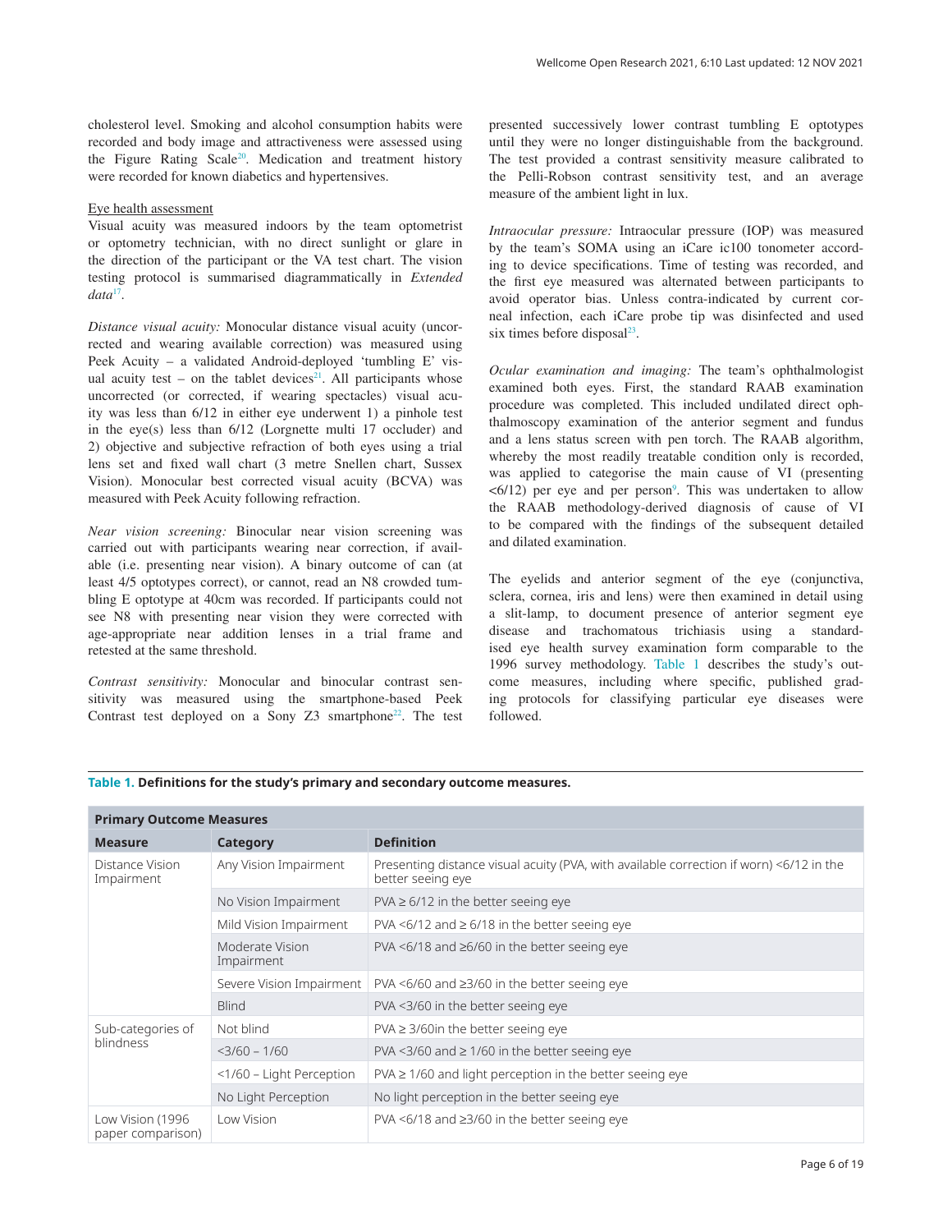cholesterol level. Smoking and alcohol consumption habits were recorded and body image and attractiveness were assessed using the Figure Rating Scale[20]. Medication and treatment history were recorded for known diabetics and hypertensives.

Eye health assessment

Visual acuity was measured indoors by the team optometrist or optometry technician, with no direct sunlight or glare in the direction of the participant or the VA test chart. The vision testing protocol is summarised diagrammatically in *Extended data*[17].

*Distance visual acuity:* Monocular distance visual acuity (uncorrected and wearing available correction) was measured using Peek Acuity – a validated Android-deployed 'tumbling E' visual acuity test – on the tablet devices[21]. All participants whose uncorrected (or corrected, if wearing spectacles) visual acuity was less than 6/12 in either eye underwent 1) a pinhole test in the eye(s) less than 6/12 (Lorgnette multi 17 occluder) and 2) objective and subjective refraction of both eyes using a trial lens set and fixed wall chart (3 metre Snellen chart, Sussex Vision). Monocular best corrected visual acuity (BCVA) was measured with Peek Acuity following refraction.

*Near vision screening:* Binocular near vision screening was carried out with participants wearing near correction, if available (i.e. presenting near vision). A binary outcome of can (at least 4/5 optotypes correct), or cannot, read an N8 crowded tumbling E optotype at 40cm was recorded. If participants could not see N8 with presenting near vision they were corrected with age-appropriate near addition lenses in a trial frame and retested at the same threshold.

*Contrast sensitivity:* Monocular and binocular contrast sensitivity was measured using the smartphone-based Peek Contrast test deployed on a Sony Z3 smartphone[22]. The test presented successively lower contrast tumbling E optotypes until they were no longer distinguishable from the background. The test provided a contrast sensitivity measure calibrated to the Pelli-Robson contrast sensitivity test, and an average measure of the ambient light in lux.

*Intraocular pressure:* Intraocular pressure (IOP) was measured by the team's SOMA using an iCare ic100 tonometer according to device specifications. Time of testing was recorded, and the first eye measured was alternated between participants to avoid operator bias. Unless contra-indicated by current corneal infection, each iCare probe tip was disinfected and used six times before disposal[23].

*Ocular examination and imaging:* The team's ophthalmologist examined both eyes. First, the standard RAAB examination procedure was completed. This included undilated direct ophthalmoscopy examination of the anterior segment and fundus and a lens status screen with pen torch. The RAAB algorithm, whereby the most readily treatable condition only is recorded, was applied to categorise the main cause of VI (presenting <6/12) per eye and per person[9]. This was undertaken to allow the RAAB methodology-derived diagnosis of cause of VI to be compared with the findings of the subsequent detailed and dilated examination.

The eyelids and anterior segment of the eye (conjunctiva, sclera, cornea, iris and lens) were then examined in detail using a slit-lamp, to document presence of anterior segment eye disease and trachomatous trichiasis using a standardised eye health survey examination form comparable to the 1996 survey methodology. Table 1 describes the study's outcome measures, including where specific, published grading protocols for classifying particular eye diseases were followed.

**Table 1. Definitions for the study's primary and secondary outcome measures.**

| **Primary Outcome Measures** | | |
|---|---|---|
| **Measure** | **Category** | **Definition** |
| Distance Vision Impairment | Any Vision Impairment | Presenting distance visual acuity (PVA, with available correction if worn) <6/12 in the better seeing eye |
| | No Vision Impairment | PVA ≥ 6/12 in the better seeing eye |
| | Mild Vision Impairment | PVA <6/12 and ≥ 6/18 in the better seeing eye |
| | Moderate Vision Impairment | PVA <6/18 and ≥6/60 in the better seeing eye |
| | Severe Vision Impairment | PVA <6/60 and ≥3/60 in the better seeing eye |
| | Blind | PVA <3/60 in the better seeing eye |
| Sub-categories of blindness | Not blind | PVA ≥ 3/60in the better seeing eye |
| | <3/60 – 1/60 | PVA <3/60 and ≥ 1/60 in the better seeing eye |
| | <1/60 – Light Perception | PVA ≥ 1/60 and light perception in the better seeing eye |
| | No Light Perception | No light perception in the better seeing eye |
| Low Vision (1996 paper comparison) | Low Vision | PVA <6/18 and ≥3/60 in the better seeing eye |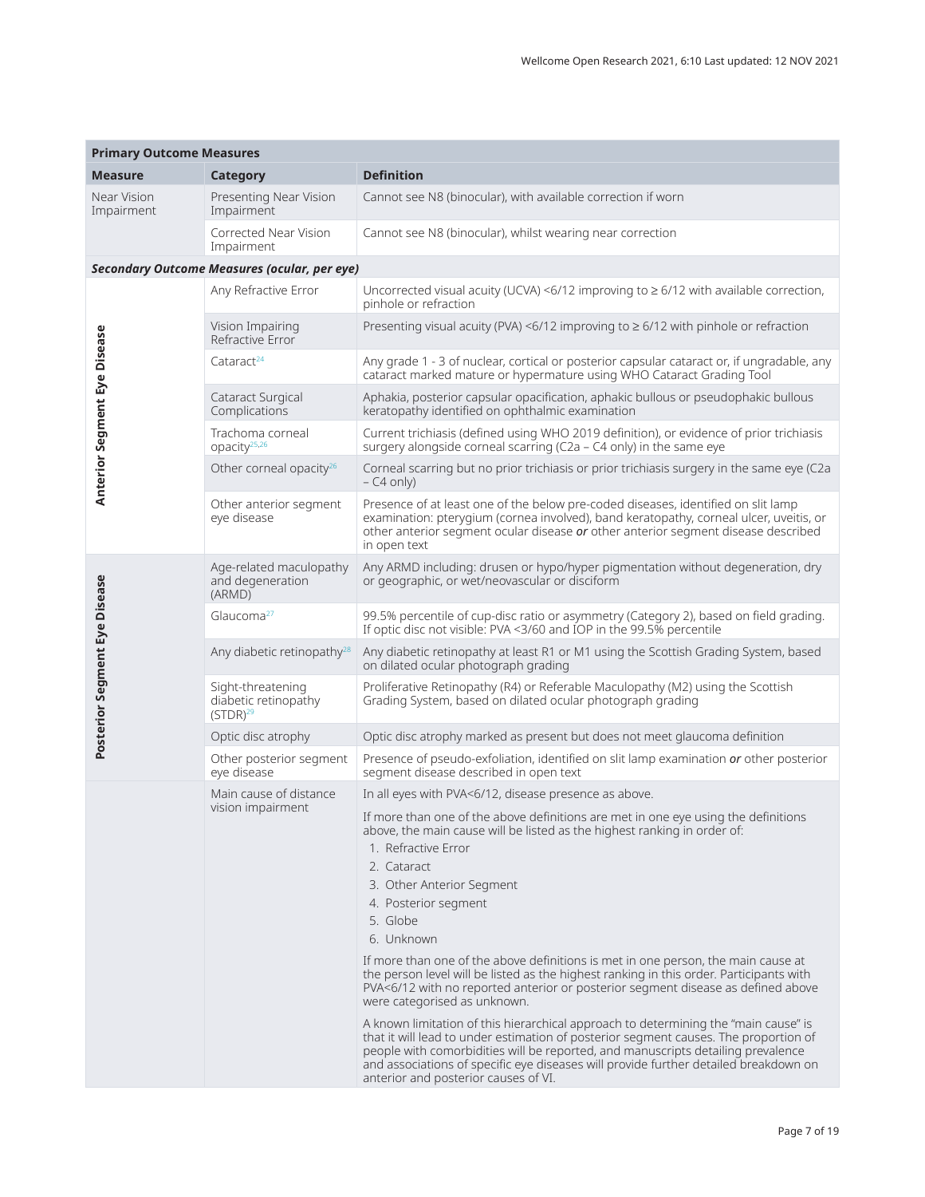| Primary Outcome Measures | | |
|---|---|---|
| **Measure** | **Category** | **Definition** |
| Near Vision Impairment | Presenting Near Vision Impairment | Cannot see N8 (binocular), with available correction if worn |
| | Corrected Near Vision Impairment | Cannot see N8 (binocular), whilst wearing near correction |
| ***Secondary Outcome Measures (ocular, per eye)*** | | |
| **Anterior Segment Eye Disease** | Any Refractive Error | Uncorrected visual acuity (UCVA) <6/12 improving to ≥ 6/12 with available correction, pinhole or refraction |
| | Vision Impairing Refractive Error | Presenting visual acuity (PVA) <6/12 improving to ≥ 6/12 with pinhole or refraction |
| | Cataract[24] | Any grade 1 - 3 of nuclear, cortical or posterior capsular cataract or, if ungradable, any cataract marked mature or hypermature using WHO Cataract Grading Tool |
| | Cataract Surgical Complications | Aphakia, posterior capsular opacification, aphakic bullous or pseudophakic bullous keratopathy identified on ophthalmic examination |
| | Trachoma corneal opacity[25,26] | Current trichiasis (defined using WHO 2019 definition), or evidence of prior trichiasis surgery alongside corneal scarring (C2a – C4 only) in the same eye |
| | Other corneal opacity[26] | Corneal scarring but no prior trichiasis or prior trichiasis surgery in the same eye (C2a – C4 only) |
| | Other anterior segment eye disease | Presence of at least one of the below pre-coded diseases, identified on slit lamp examination: pterygium (cornea involved), band keratopathy, corneal ulcer, uveitis, or other anterior segment ocular disease ***or*** other anterior segment disease described in open text |
| **Posterior Segment Eye Disease** | Age-related maculopathy and degeneration (ARMD) | Any ARMD including: drusen or hypo/hyper pigmentation without degeneration, dry or geographic, or wet/neovascular or disciform |
| | Glaucoma[27] | 99.5% percentile of cup-disc ratio or asymmetry (Category 2), based on field grading. If optic disc not visible: PVA <3/60 and IOP in the 99.5% percentile |
| | Any diabetic retinopathy[28] | Any diabetic retinopathy at least R1 or M1 using the Scottish Grading System, based on dilated ocular photograph grading |
| | Sight-threatening diabetic retinopathy (STDR)[29] | Proliferative Retinopathy (R4) or Referable Maculopathy (M2) using the Scottish Grading System, based on dilated ocular photograph grading |
| | Optic disc atrophy | Optic disc atrophy marked as present but does not meet glaucoma definition |
| | Other posterior segment eye disease | Presence of pseudo-exfoliation, identified on slit lamp examination ***or*** other posterior segment disease described in open text |
| | Main cause of distance vision impairment | In all eyes with PVA<6/12, disease presence as above.<br><br>If more than one of the above definitions are met in one eye using the definitions above, the main cause will be listed as the highest ranking in order of:<br>1. Refractive Error<br>2. Cataract<br>3. Other Anterior Segment<br>4. Posterior segment<br>5. Globe<br>6. Unknown<br><br>If more than one of the above definitions is met in one person, the main cause at the person level will be listed as the highest ranking in this order. Participants with PVA<6/12 with no reported anterior or posterior segment disease as defined above were categorised as unknown.<br><br>A known limitation of this hierarchical approach to determining the "main cause" is that it will lead to under estimation of posterior segment causes. The proportion of people with comorbidities will be reported, and manuscripts detailing prevalence and associations of specific eye diseases will provide further detailed breakdown on anterior and posterior causes of VI. |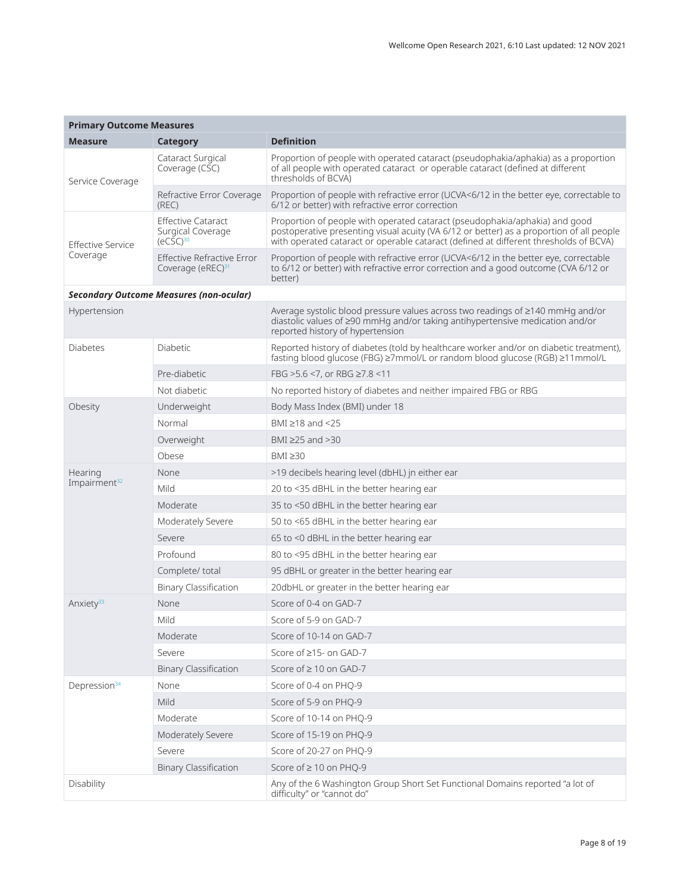| **Primary Outcome Measures** | | |
|---|---|---|
| **Measure** | **Category** | **Definition** |
| Service Coverage | Cataract Surgical Coverage (CSC) | Proportion of people with operated cataract (pseudophakia/aphakia) as a proportion of all people with operated cataract or operable cataract (defined at different thresholds of BCVA) |
| | Refractive Error Coverage (REC) | Proportion of people with refractive error (UCVA<6/12 in the better eye, correctable to 6/12 or better) with refractive error correction |
| Effective Service Coverage | Effective Cataract Surgical Coverage (eCSC)[30] | Proportion of people with operated cataract (pseudophakia/aphakia) and good postoperative presenting visual acuity (VA 6/12 or better) as a proportion of all people with operated cataract or operable cataract (defined at different thresholds of BCVA) |
| | Effective Refractive Error Coverage (eREC)[31] | Proportion of people with refractive error (UCVA<6/12 in the better eye, correctable to 6/12 or better) with refractive error correction and a good outcome (CVA 6/12 or better) |
| ***Secondary Outcome Measures (non-ocular)*** | | |
| Hypertension | | Average systolic blood pressure values across two readings of ≥140 mmHg and/or diastolic values of ≥90 mmHg and/or taking antihypertensive medication and/or reported history of hypertension |
| Diabetes | Diabetic | Reported history of diabetes (told by healthcare worker and/or on diabetic treatment), fasting blood glucose (FBG) ≥7mmol/L or random blood glucose (RGB) ≥11mmol/L |
| | Pre-diabetic | FBG >5.6 <7, or RBG ≥7.8 <11 |
| | Not diabetic | No reported history of diabetes and neither impaired FBG or RBG |
| Obesity | Underweight | Body Mass Index (BMI) under 18 |
| | Normal | BMI ≥18 and <25 |
| | Overweight | BMI ≥25 and >30 |
| | Obese | BMI ≥30 |
| Hearing Impairment[32] | None | >19 decibels hearing level (dbHL) jn either ear |
| | Mild | 20 to <35 dBHL in the better hearing ear |
| | Moderate | 35 to <50 dBHL in the better hearing ear |
| | Moderately Severe | 50 to <65 dBHL in the better hearing ear |
| | Severe | 65 to <0 dBHL in the better hearing ear |
| | Profound | 80 to <95 dBHL in the better hearing ear |
| | Complete/ total | 95 dBHL or greater in the better hearing ear |
| | Binary Classification | 20dbHL or greater in the better hearing ear |
| Anxiety[33] | None | Score of 0-4 on GAD-7 |
| | Mild | Score of 5-9 on GAD-7 |
| | Moderate | Score of 10-14 on GAD-7 |
| | Severe | Score of ≥15- on GAD-7 |
| | Binary Classification | Score of ≥ 10 on GAD-7 |
| Depression[34] | None | Score of 0-4 on PHQ-9 |
| | Mild | Score of 5-9 on PHQ-9 |
| | Moderate | Score of 10-14 on PHQ-9 |
| | Moderately Severe | Score of 15-19 on PHQ-9 |
| | Severe | Score of 20-27 on PHQ-9 |
| | Binary Classification | Score of ≥ 10 on PHQ-9 |
| Disability | | Any of the 6 Washington Group Short Set Functional Domains reported "a lot of difficulty" or "cannot do" |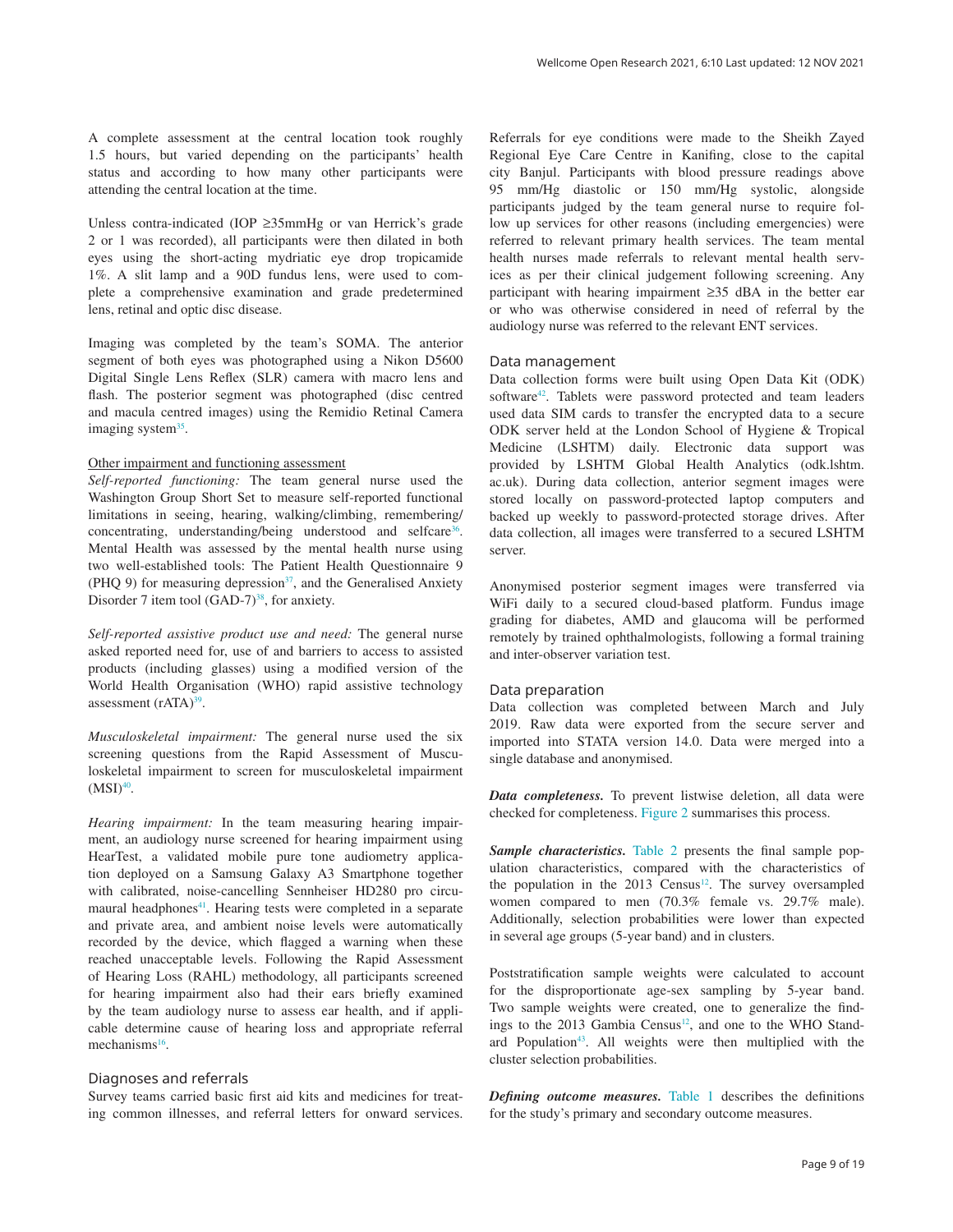A complete assessment at the central location took roughly 1.5 hours, but varied depending on the participants' health status and according to how many other participants were attending the central location at the time.

Unless contra-indicated (IOP ≥35mmHg or van Herrick's grade 2 or 1 was recorded), all participants were then dilated in both eyes using the short-acting mydriatic eye drop tropicamide 1%. A slit lamp and a 90D fundus lens, were used to complete a comprehensive examination and grade predetermined lens, retinal and optic disc disease.

Imaging was completed by the team's SOMA. The anterior segment of both eyes was photographed using a Nikon D5600 Digital Single Lens Reflex (SLR) camera with macro lens and flash. The posterior segment was photographed (disc centred and macula centred images) using the Remidio Retinal Camera imaging system[35].

#### Other impairment and functioning assessment

*Self-reported functioning:* The team general nurse used the Washington Group Short Set to measure self-reported functional limitations in seeing, hearing, walking/climbing, remembering/concentrating, understanding/being understood and selfcare[36]. Mental Health was assessed by the mental health nurse using two well-established tools: The Patient Health Questionnaire 9 (PHQ 9) for measuring depression[37], and the Generalised Anxiety Disorder 7 item tool (GAD-7)[38], for anxiety.

*Self-reported assistive product use and need:* The general nurse asked reported need for, use of and barriers to access to assisted products (including glasses) using a modified version of the World Health Organisation (WHO) rapid assistive technology assessment (rATA)[39].

*Musculoskeletal impairment:* The general nurse used the six screening questions from the Rapid Assessment of Musculoskeletal impairment to screen for musculoskeletal impairment (MSI)[40].

*Hearing impairment:* In the team measuring hearing impairment, an audiology nurse screened for hearing impairment using HearTest, a validated mobile pure tone audiometry application deployed on a Samsung Galaxy A3 Smartphone together with calibrated, noise-cancelling Sennheiser HD280 pro circumaural headphones[41]. Hearing tests were completed in a separate and private area, and ambient noise levels were automatically recorded by the device, which flagged a warning when these reached unacceptable levels. Following the Rapid Assessment of Hearing Loss (RAHL) methodology, all participants screened for hearing impairment also had their ears briefly examined by the team audiology nurse to assess ear health, and if applicable determine cause of hearing loss and appropriate referral mechanisms[16].

### Diagnoses and referrals

Survey teams carried basic first aid kits and medicines for treating common illnesses, and referral letters for onward services. Referrals for eye conditions were made to the Sheikh Zayed Regional Eye Care Centre in Kanifing, close to the capital city Banjul. Participants with blood pressure readings above 95 mm/Hg diastolic or 150 mm/Hg systolic, alongside participants judged by the team general nurse to require follow up services for other reasons (including emergencies) were referred to relevant primary health services. The team mental health nurses made referrals to relevant mental health services as per their clinical judgement following screening. Any participant with hearing impairment ≥35 dBA in the better ear or who was otherwise considered in need of referral by the audiology nurse was referred to the relevant ENT services.

### Data management

Data collection forms were built using Open Data Kit (ODK) software[42]. Tablets were password protected and team leaders used data SIM cards to transfer the encrypted data to a secure ODK server held at the London School of Hygiene & Tropical Medicine (LSHTM) daily. Electronic data support was provided by LSHTM Global Health Analytics (odk.lshtm.ac.uk). During data collection, anterior segment images were stored locally on password-protected laptop computers and backed up weekly to password-protected storage drives. After data collection, all images were transferred to a secured LSHTM server.

Anonymised posterior segment images were transferred via WiFi daily to a secured cloud-based platform. Fundus image grading for diabetes, AMD and glaucoma will be performed remotely by trained ophthalmologists, following a formal training and inter-observer variation test.

### Data preparation

Data collection was completed between March and July 2019. Raw data were exported from the secure server and imported into STATA version 14.0. Data were merged into a single database and anonymised.

***Data completeness.*** To prevent listwise deletion, all data were checked for completeness. Figure 2 summarises this process.

***Sample characteristics.*** Table 2 presents the final sample population characteristics, compared with the characteristics of the population in the 2013 Census[12]. The survey oversampled women compared to men (70.3% female vs. 29.7% male). Additionally, selection probabilities were lower than expected in several age groups (5-year band) and in clusters.

Poststratification sample weights were calculated to account for the disproportionate age-sex sampling by 5-year band. Two sample weights were created, one to generalize the findings to the 2013 Gambia Census[12], and one to the WHO Standard Population[43]. All weights were then multiplied with the cluster selection probabilities.

***Defining outcome measures.*** Table 1 describes the definitions for the study's primary and secondary outcome measures.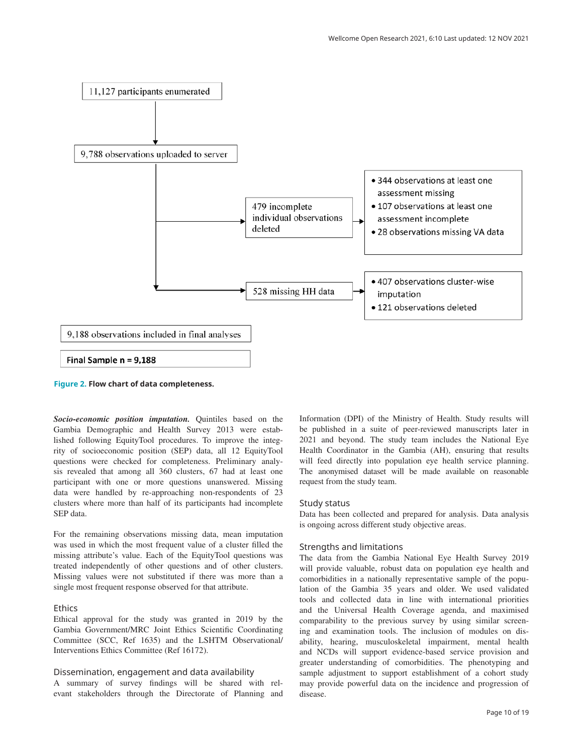11,127 participants enumerated

9,788 observations uploaded to server

479 incomplete individual observations deleted

- 344 observations at least one assessment missing
- 107 observations at least one assessment incomplete
- 28 observations missing VA data

528 missing HH data

- 407 observations cluster-wise imputation
- 121 observations deleted

9,188 observations included in final analyses

**Final Sample n = 9,188**

**Figure 2. Flow chart of data completeness.**

***Socio-economic position imputation.*** Quintiles based on the Gambia Demographic and Health Survey 2013 were established following EquityTool procedures. To improve the integrity of socioeconomic position (SEP) data, all 12 EquityTool questions were checked for completeness. Preliminary analysis revealed that among all 360 clusters, 67 had at least one participant with one or more questions unanswered. Missing data were handled by re-approaching non-respondents of 23 clusters where more than half of its participants had incomplete SEP data.

For the remaining observations missing data, mean imputation was used in which the most frequent value of a cluster filled the missing attribute's value. Each of the EquityTool questions was treated independently of other questions and of other clusters. Missing values were not substituted if there was more than a single most frequent response observed for that attribute.

## Ethics

Ethical approval for the study was granted in 2019 by the Gambia Government/MRC Joint Ethics Scientific Coordinating Committee (SCC, Ref 1635) and the LSHTM Observational/Interventions Ethics Committee (Ref 16172).

## Dissemination, engagement and data availability

A summary of survey findings will be shared with relevant stakeholders through the Directorate of Planning and Information (DPI) of the Ministry of Health. Study results will be published in a suite of peer-reviewed manuscripts later in 2021 and beyond. The study team includes the National Eye Health Coordinator in the Gambia (AH), ensuring that results will feed directly into population eye health service planning. The anonymised dataset will be made available on reasonable request from the study team.

## Study status

Data has been collected and prepared for analysis. Data analysis is ongoing across different study objective areas.

## Strengths and limitations

The data from the Gambia National Eye Health Survey 2019 will provide valuable, robust data on population eye health and comorbidities in a nationally representative sample of the population of the Gambia 35 years and older. We used validated tools and collected data in line with international priorities and the Universal Health Coverage agenda, and maximised comparability to the previous survey by using similar screening and examination tools. The inclusion of modules on disability, hearing, musculoskeletal impairment, mental health and NCDs will support evidence-based service provision and greater understanding of comorbidities. The phenotyping and sample adjustment to support establishment of a cohort study may provide powerful data on the incidence and progression of disease.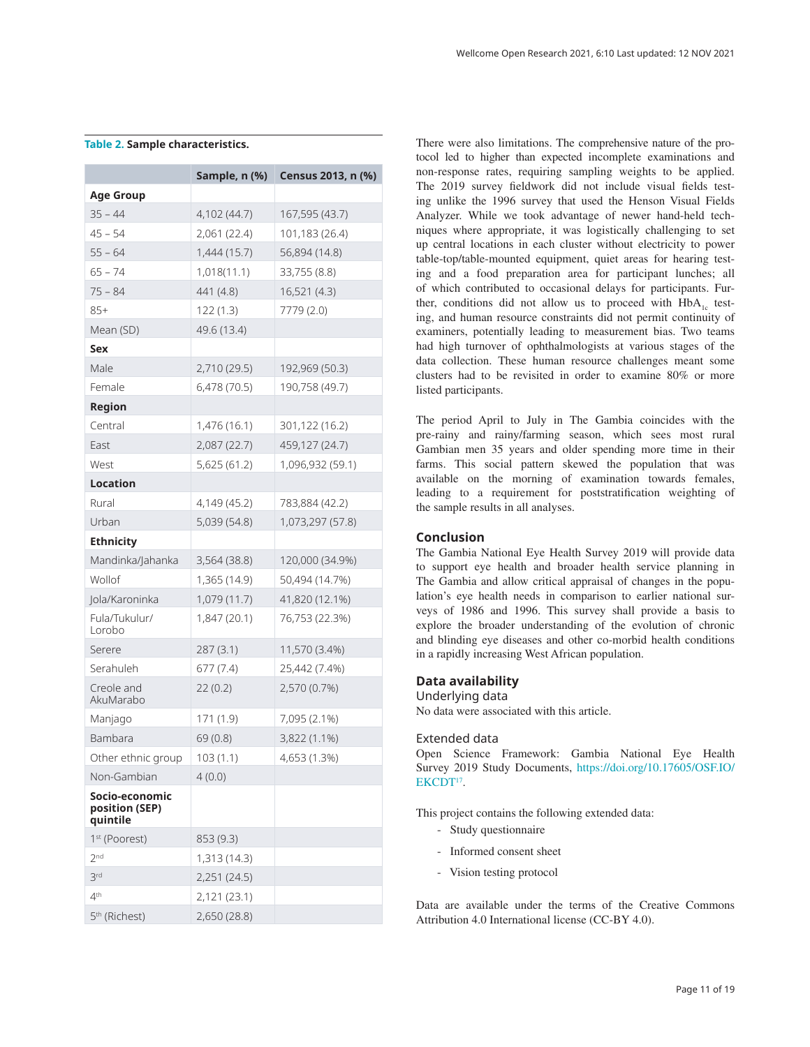**Table 2. Sample characteristics.**

| | Sample, n (%) | Census 2013, n (%) |
|---|---|---|
| **Age Group** | | |
| 35 – 44 | 4,102 (44.7) | 167,595 (43.7) |
| 45 – 54 | 2,061 (22.4) | 101,183 (26.4) |
| 55 – 64 | 1,444 (15.7) | 56,894 (14.8) |
| 65 – 74 | 1,018(11.1) | 33,755 (8.8) |
| 75 – 84 | 441 (4.8) | 16,521 (4.3) |
| 85+ | 122 (1.3) | 7779 (2.0) |
| Mean (SD) | 49.6 (13.4) | |
| **Sex** | | |
| Male | 2,710 (29.5) | 192,969 (50.3) |
| Female | 6,478 (70.5) | 190,758 (49.7) |
| **Region** | | |
| Central | 1,476 (16.1) | 301,122 (16.2) |
| East | 2,087 (22.7) | 459,127 (24.7) |
| West | 5,625 (61.2) | 1,096,932 (59.1) |
| **Location** | | |
| Rural | 4,149 (45.2) | 783,884 (42.2) |
| Urban | 5,039 (54.8) | 1,073,297 (57.8) |
| **Ethnicity** | | |
| Mandinka/Jahanka | 3,564 (38.8) | 120,000 (34.9%) |
| Wollof | 1,365 (14.9) | 50,494 (14.7%) |
| Jola/Karoninka | 1,079 (11.7) | 41,820 (12.1%) |
| Fula/Tukulur/ Lorobo | 1,847 (20.1) | 76,753 (22.3%) |
| Serere | 287 (3.1) | 11,570 (3.4%) |
| Serahuleh | 677 (7.4) | 25,442 (7.4%) |
| Creole and AkuMarabo | 22 (0.2) | 2,570 (0.7%) |
| Manjago | 171 (1.9) | 7,095 (2.1%) |
| Bambara | 69 (0.8) | 3,822 (1.1%) |
| Other ethnic group | 103 (1.1) | 4,653 (1.3%) |
| Non-Gambian | 4 (0.0) | |
| **Socio-economic position (SEP) quintile** | | |
| 1st (Poorest) | 853 (9.3) | |
| 2nd | 1,313 (14.3) | |
| 3rd | 2,251 (24.5) | |
| 4th | 2,121 (23.1) | |
| 5th (Richest) | 2,650 (28.8) | |

There were also limitations. The comprehensive nature of the protocol led to higher than expected incomplete examinations and non-response rates, requiring sampling weights to be applied. The 2019 survey fieldwork did not include visual fields testing unlike the 1996 survey that used the Henson Visual Fields Analyzer. While we took advantage of newer hand-held techniques where appropriate, it was logistically challenging to set up central locations in each cluster without electricity to power table-top/table-mounted equipment, quiet areas for hearing testing and a food preparation area for participant lunches; all of which contributed to occasional delays for participants. Further, conditions did not allow us to proceed with $HbA_{1c}$ testing, and human resource constraints did not permit continuity of examiners, potentially leading to measurement bias. Two teams had high turnover of ophthalmologists at various stages of the data collection. These human resource challenges meant some clusters had to be revisited in order to examine 80% or more listed participants.

The period April to July in The Gambia coincides with the pre-rainy and rainy/farming season, which sees most rural Gambian men 35 years and older spending more time in their farms. This social pattern skewed the population that was available on the morning of examination towards females, leading to a requirement for poststratification weighting of the sample results in all analyses.

## Conclusion

The Gambia National Eye Health Survey 2019 will provide data to support eye health and broader health service planning in The Gambia and allow critical appraisal of changes in the population's eye health needs in comparison to earlier national surveys of 1986 and 1996. This survey shall provide a basis to explore the broader understanding of the evolution of chronic and blinding eye diseases and other co-morbid health conditions in a rapidly increasing West African population.

## Data availability

### Underlying data

No data were associated with this article.

### Extended data

Open Science Framework: Gambia National Eye Health Survey 2019 Study Documents, https://doi.org/10.17605/OSF.IO/EKCDT[17].

This project contains the following extended data:

- Study questionnaire
- Informed consent sheet
- Vision testing protocol

Data are available under the terms of the Creative Commons Attribution 4.0 International license (CC-BY 4.0).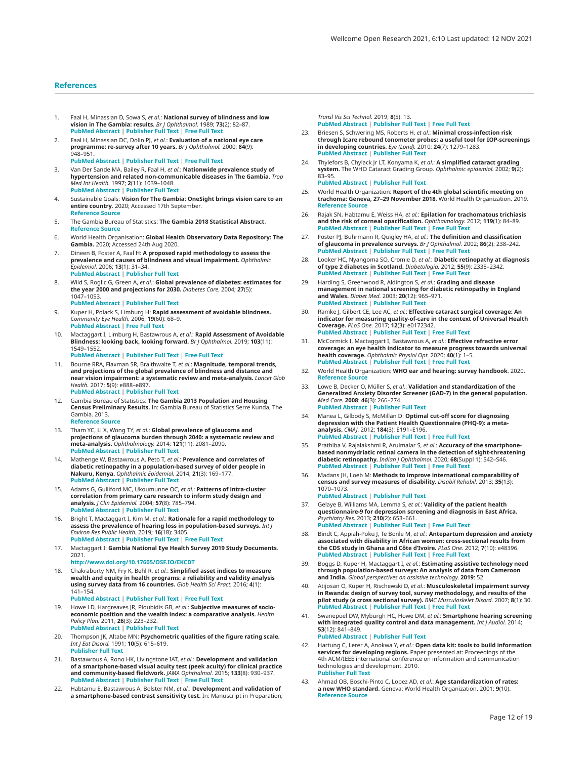## References

1. Faal H, Minassian D, Sowa S, *et al.*: **National survey of blindness and low vision in The Gambia: results.** *Br J Ophthalmol.* 1989; **73**(2): 82–87. PubMed Abstract | Publisher Full Text | Free Full Text
2. Faal H, Minassian DC, Dolin PJ, *et al.*: **Evaluation of a national eye care programme: re-survey after 10 years.** *Br J Ophthalmol.* 2000; **84**(9): 948–951. PubMed Abstract | Publisher Full Text | Free Full Text
3. Van Der Sande MA, Bailey R, Faal H, *et al.*: **Nationwide prevalence study of hypertension and related non-communicable diseases in The Gambia.** *Trop Med Int Health.* 1997; **2**(11): 1039–1048. PubMed Abstract | Publisher Full Text
4. Sustainable Goals: **Vision for The Gambia: OneSight brings vision care to an entire country**. 2020; Accessed 17th September. Reference Source
5. The Gambia Bureau of Statistics: **The Gambia 2018 Statistical Abstract**. Reference Source
6. World Health Organisation: **Global Health Observatory Data Repository: The Gambia.** 2020; Accessed 24th Aug 2020.
7. Dineen B, Foster A, Faal H: **A proposed rapid methodology to assess the prevalence and causes of blindness and visual impairment.** *Ophthalmic Epidemiol.* 2006; **13**(1): 31–34. PubMed Abstract | Publisher Full Text
8. Wild S, Roglic G, Green A, *et al.*: **Global prevalence of diabetes: estimates for the year 2000 and projections for 2030.** *Diabetes Care.* 2004; **27**(5): 1047–1053. PubMed Abstract | Publisher Full Text
9. Kuper H, Polack S, Limburg H: **Rapid assessment of avoidable blindness.** *Community Eye Health.* 2006; **19**(60): 68–9. PubMed Abstract | Free Full Text
10. Mactaggart I, Limburg H, Bastawrous A, *et al.*: **Rapid Assessment of Avoidable Blindness: looking back, looking forward.** *Br J Ophthalmol.* 2019; **103**(11): 1549–1552. PubMed Abstract | Publisher Full Text | Free Full Text
11. Bourne RRA, Flaxman SR, Braithwaite T, *et al.*: **Magnitude, temporal trends, and projections of the global prevalence of blindness and distance and near vision impairment: a systematic review and meta-analysis.** *Lancet Glob Health.* 2017; **5**(9): e888–e897. PubMed Abstract | Publisher Full Text
12. Gambia Bureau of Statistics: **The Gambia 2013 Population and Housing Census Preliminary Results.** In: Gambia Bureau of Statistics Serre Kunda, The Gambia. 2013. Reference Source
13. Tham YC, Li X, Wong TY, *et al.*: **Global prevalence of glaucoma and projections of glaucoma burden through 2040: a systematic review and meta-analysis.** *Ophthalmology.* 2014; **121**(11): 2081–2090. PubMed Abstract | Publisher Full Text
14. Mathenge W, Bastawrous A, Peto T, *et al.*: **Prevalence and correlates of diabetic retinopathy in a population-based survey of older people in Nakuru, Kenya.** *Ophthalmic Epidemiol.* 2014; **21**(3): 169–177. PubMed Abstract | Publisher Full Text
15. Adams G, Gulliford MC, Ukoumunne OC, *et al.*: **Patterns of intra-cluster correlation from primary care research to inform study design and analysis.** *J Clin Epidemiol.* 2004; **57**(8): 785–794. PubMed Abstract | Publisher Full Text
16. Bright T, Mactaggart I, Kim M, *et al.*: **Rationale for a rapid methodology to assess the prevalence of hearing loss in population-based surveys.** *Int J Environ Res Public Health.* 2019; **16**(18): 3405. PubMed Abstract | Publisher Full Text | Free Full Text
17. Mactaggart I: **Gambia National Eye Health Survey 2019 Study Documents**. 2021. http://www.doi.org/10.17605/OSF.IO/EKCDT
18. Chakraborty NM, Fry K, Behl R, *et al.*: **Simplified asset indices to measure wealth and equity in health programs: a reliability and validity analysis using survey data from 16 countries.** *Glob Health Sci Pract.* 2016; **4**(1): 141–154. PubMed Abstract | Publisher Full Text | Free Full Text
19. Howe LD, Hargreaves JR, Ploubidis GB, *et al.*: **Subjective measures of socio-economic position and the wealth index: a comparative analysis.** *Health Policy Plan.* 2011; **26**(3): 223–232. PubMed Abstract | Publisher Full Text
20. Thompson JK, Altabe MN: **Psychometric qualities of the figure rating scale.** *Int J Eat Disord.* 1991; **10**(5): 615–619. Publisher Full Text
21. Bastawrous A, Rono HK, Livingstone IAT, *et al.*: **Development and validation of a smartphone-based visual acuity test (peek acuity) for clinical practice and community-based fieldwork.** *JAMA Ophthalmol.* 2015; **133**(8): 930–937. PubMed Abstract | Publisher Full Text | Free Full Text
22. Habtamu E, Bastawrous A, Bolster NM, *et al.*: **Development and validation of a smartphone-based contrast sensitivity test.** In: Manuscript in Preparation; *Transl Vis Sci Technol.* 2019; **8**(5): 13. PubMed Abstract | Publisher Full Text | Free Full Text
23. Briesen S, Schwering MS, Roberts H, *et al.*: **Minimal cross-infection risk through Icare rebound tonometer probes: a useful tool for IOP-screenings in developing countries.** *Eye (Lond).* 2010; **24**(7): 1279–1283. PubMed Abstract | Publisher Full Text
24. Thylefors B, Chylack Jr LT, Konyama K, *et al.*: **A simplified cataract grading system.** The WHO Cataract Grading Group. *Ophthalmic epidemiol.* 2002; **9**(2): 83–95. PubMed Abstract | Publisher Full Text
25. World Health Organization: **Report of the 4th global scientific meeting on trachoma: Geneva, 27–29 November 2018**. World Health Organization. 2019. Reference Source
26. Rajak SN, Habtamu E, Weiss HA, *et al.*: **Epilation for trachomatous trichiasis and the risk of corneal opacification.** *Ophthalmology.* 2012; **119**(1): 84–89. PubMed Abstract | Publisher Full Text | Free Full Text
27. Foster PJ, Buhrmann R, Quigley HA, *et al.*: **The definition and classification of glaucoma in prevalence surveys.** *Br J Ophthalmol.* 2002; **86**(2): 238–242. PubMed Abstract | Publisher Full Text | Free Full Text
28. Looker HC, Nyangoma SO, Cromie D, *et al.*: **Diabetic retinopathy at diagnosis of type 2 diabetes in Scotland.** *Diabetologia.* 2012; **55**(9): 2335–2342. PubMed Abstract | Publisher Full Text | Free Full Text
29. Harding S, Greenwood R, Aldington S, *et al.*: **Grading and disease management in national screening for diabetic retinopathy in England and Wales.** *Diabet Med.* 2003; **20**(12): 965–971. PubMed Abstract | Publisher Full Text
30. Ramke J, Gilbert CE, Lee AC, *et al.*: **Effective cataract surgical coverage: An indicator for measuring quality-of-care in the context of Universal Health Coverage.** *PLoS One.* 2017; **12**(3): e0172342. PubMed Abstract | Publisher Full Text | Free Full Text
31. McCormick I, Mactaggart I, Bastawrous A, *et al.*: **Effective refractive error coverage: an eye health indicator to measure progress towards universal health coverage.** *Ophthalmic Physiol Opt.* 2020; **40**(1): 1–5. PubMed Abstract | Publisher Full Text | Free Full Text
32. World Health Organization: **WHO ear and hearing: survey handbook**. 2020. Reference Source
33. Löwe B, Decker O, Müller S, *et al.*: **Validation and standardization of the Generalized Anxiety Disorder Screener (GAD-7) in the general population.** *Med Care.* **2008**: **46**(3): 266–274. PubMed Abstract | Publisher Full Text
34. Manea L, Gilbody S, McMillan D: **Optimal cut-off score for diagnosing depression with the Patient Health Questionnaire (PHQ-9): a meta-analysis.** *CMAJ.* 2012; **184**(3): E191–E196. PubMed Abstract | Publisher Full Text | Free Full Text
35. Prathiba V, Rajalakshmi R, Arulmalar S, *et al.*: **Accuracy of the smartphone-based nonmydriatic retinal camera in the detection of sight-threatening diabetic retinopathy.** *Indian J Ophthalmol.* 2020; **68**(Suppl 1): S42–S46. PubMed Abstract | Publisher Full Text | Free Full Text
36. Madans JH, Loeb M: **Methods to improve international comparability of census and survey measures of disability.** *Disabil Rehabil.* 2013; **35**(13): 1070–1073. PubMed Abstract | Publisher Full Text
37. Gelaye B, Williams MA, Lemma S, *et al.*: **Validity of the patient health questionnaire-9 for depression screening and diagnosis in East Africa.** *Psychiatry Res.* 2013; **210**(2): 653–661. PubMed Abstract | Publisher Full Text | Free Full Text
38. Bindt C, Appiah-Poku J, Te Bonle M, *et al.*: **Antepartum depression and anxiety associated with disability in African women: cross-sectional results from the CDS study in Ghana and Côte d'Ivoire.** *PLoS One.* 2012; **7**(10): e48396. PubMed Abstract | Publisher Full Text | Free Full Text
39. Boggs D, Kuper H, Mactaggart I, *et al.*: **Estimating assistive technology need through population-based surveys: An analysis of data from Cameroon and India.** *Global perspectives on assistive technology.* **2019**: 52.
40. Atijosan O, Kuper H, Rischewski D, *et al.*: **Musculoskeletal impairment survey in Rwanda: design of survey tool, survey methodology, and results of the pilot study (a cross sectional survey).** *BMC Musculoskelet Disord.* 2007; **8**(1): 30. PubMed Abstract | Publisher Full Text | Free Full Text
41. Swanepoel DW, Myburgh HC, Howe DM, *et al.*: **Smartphone hearing screening with integrated quality control and data management.** *Int J Audiol.* 2014; **53**(12): 841–849. PubMed Abstract | Publisher Full Text
42. Hartung C, Lerer A, Anokwa Y, *et al.*: **Open data kit: tools to build information services for developing regions.** Paper presented at: Proceedings of the 4th ACM/IEEE international conference on information and communication technologies and development. 2010. Publisher Full Text
43. Ahmad OB, Boschi-Pinto C, Lopez AD, *et al.*: **Age standardization of rates: a new WHO standard.** Geneva: World Health Organization. 2001; **9**(10). Reference Source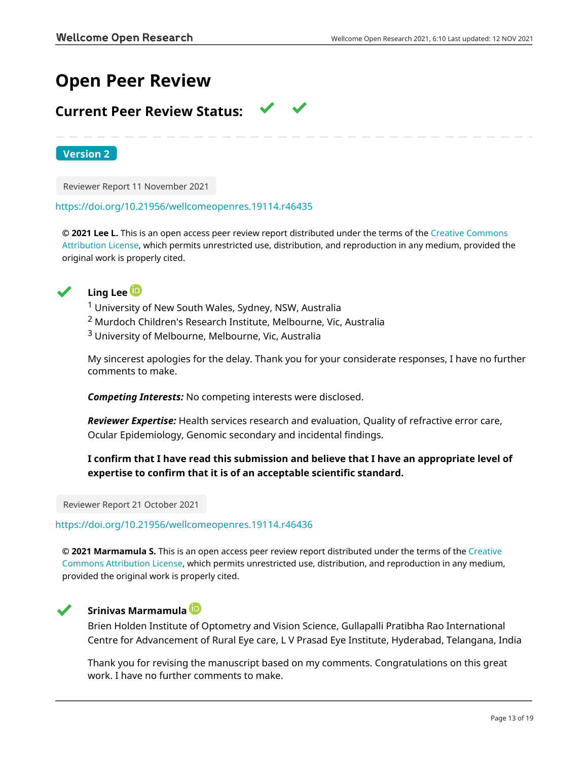# Open Peer Review

## Current Peer Review Status: ✔ ✔

**Version 2**

Reviewer Report 11 November 2021

https://doi.org/10.21956/wellcomeopenres.19114.r46435

**© 2021 Lee L.** This is an open access peer review report distributed under the terms of the Creative Commons Attribution License, which permits unrestricted use, distribution, and reproduction in any medium, provided the original work is properly cited.

✔ **Ling Lee**

[1] University of New South Wales, Sydney, NSW, Australia
[2] Murdoch Children's Research Institute, Melbourne, Vic, Australia
[3] University of Melbourne, Melbourne, Vic, Australia

My sincerest apologies for the delay. Thank you for your considerate responses, I have no further comments to make.

***Competing Interests:*** No competing interests were disclosed.

***Reviewer Expertise:*** Health services research and evaluation, Quality of refractive error care, Ocular Epidemiology, Genomic secondary and incidental findings.

**I confirm that I have read this submission and believe that I have an appropriate level of expertise to confirm that it is of an acceptable scientific standard.**

Reviewer Report 21 October 2021

https://doi.org/10.21956/wellcomeopenres.19114.r46436

**© 2021 Marmamula S.** This is an open access peer review report distributed under the terms of the Creative Commons Attribution License, which permits unrestricted use, distribution, and reproduction in any medium, provided the original work is properly cited.

✔ **Srinivas Marmamula**

Brien Holden Institute of Optometry and Vision Science, Gullapalli Pratibha Rao International Centre for Advancement of Rural Eye care, L V Prasad Eye Institute, Hyderabad, Telangana, India

Thank you for revising the manuscript based on my comments. Congratulations on this great work. I have no further comments to make.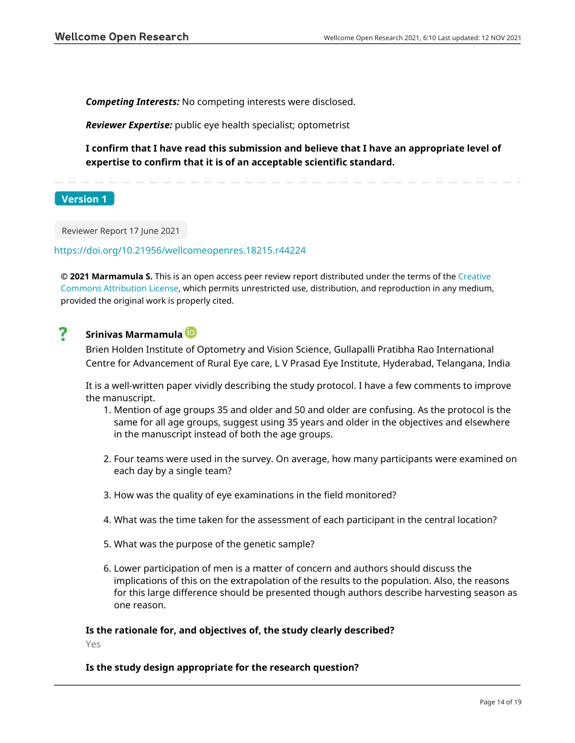***Competing Interests:*** No competing interests were disclosed.

***Reviewer Expertise:*** public eye health specialist; optometrist

**I confirm that I have read this submission and believe that I have an appropriate level of expertise to confirm that it is of an acceptable scientific standard.**

**Version 1**

Reviewer Report 17 June 2021

https://doi.org/10.21956/wellcomeopenres.18215.r44224

**© 2021 Marmamula S.** This is an open access peer review report distributed under the terms of the Creative Commons Attribution License, which permits unrestricted use, distribution, and reproduction in any medium, provided the original work is properly cited.

? **Srinivas Marmamula**

Brien Holden Institute of Optometry and Vision Science, Gullapalli Pratibha Rao International Centre for Advancement of Rural Eye care, L V Prasad Eye Institute, Hyderabad, Telangana, India

It is a well-written paper vividly describing the study protocol. I have a few comments to improve the manuscript.

1. Mention of age groups 35 and older and 50 and older are confusing. As the protocol is the same for all age groups, suggest using 35 years and older in the objectives and elsewhere in the manuscript instead of both the age groups.

2. Four teams were used in the survey. On average, how many participants were examined on each day by a single team?

3. How was the quality of eye examinations in the field monitored?

4. What was the time taken for the assessment of each participant in the central location?

5. What was the purpose of the genetic sample?

6. Lower participation of men is a matter of concern and authors should discuss the implications of this on the extrapolation of the results to the population. Also, the reasons for this large difference should be presented though authors describe harvesting season as one reason.

**Is the rationale for, and objectives of, the study clearly described?**

Yes

**Is the study design appropriate for the research question?**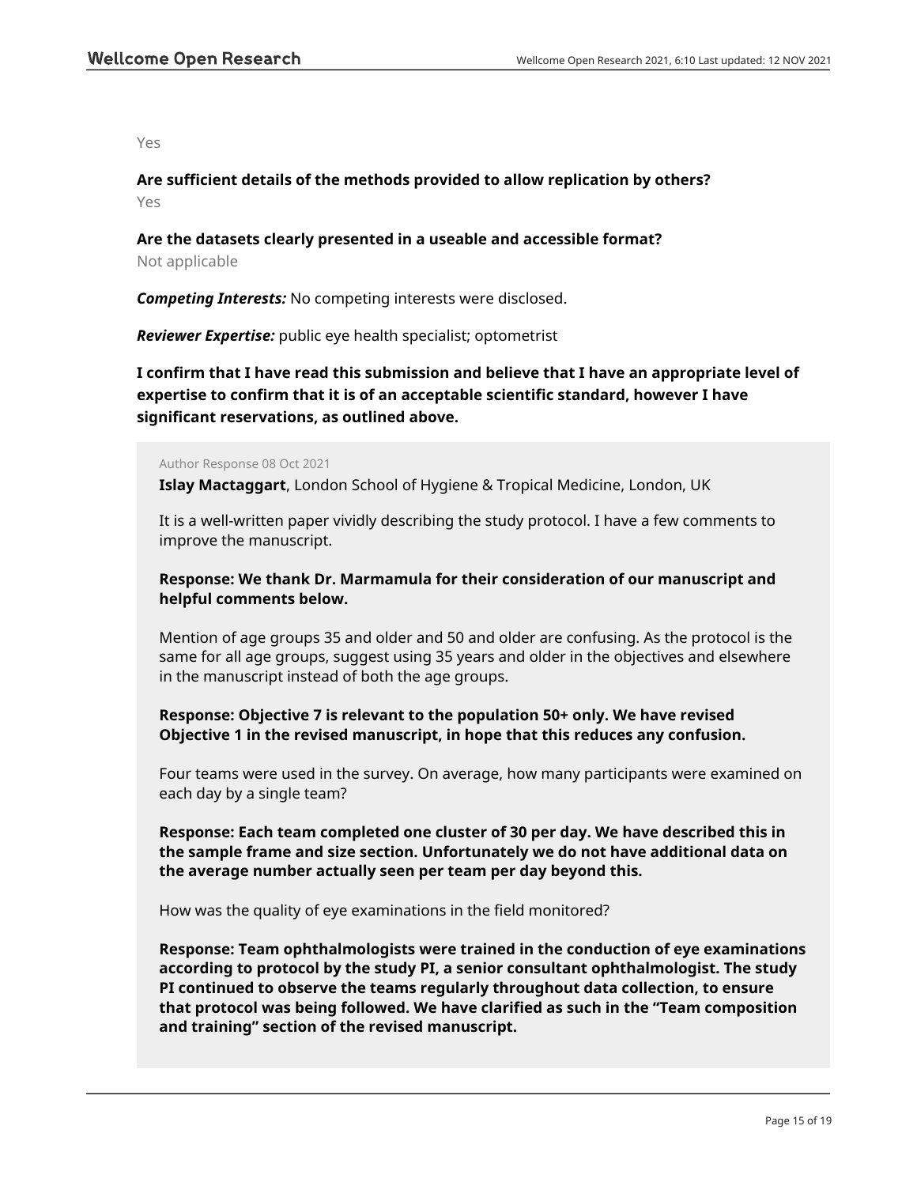Yes

**Are sufficient details of the methods provided to allow replication by others?**

Yes

**Are the datasets clearly presented in a useable and accessible format?**

Not applicable

***Competing Interests:*** No competing interests were disclosed.

***Reviewer Expertise:*** public eye health specialist; optometrist

**I confirm that I have read this submission and believe that I have an appropriate level of expertise to confirm that it is of an acceptable scientific standard, however I have significant reservations, as outlined above.**

Author Response 08 Oct 2021

**Islay Mactaggart**, London School of Hygiene & Tropical Medicine, London, UK

It is a well-written paper vividly describing the study protocol. I have a few comments to improve the manuscript.

**Response: We thank Dr. Marmamula for their consideration of our manuscript and helpful comments below.**

Mention of age groups 35 and older and 50 and older are confusing. As the protocol is the same for all age groups, suggest using 35 years and older in the objectives and elsewhere in the manuscript instead of both the age groups.

**Response: Objective 7 is relevant to the population 50+ only. We have revised Objective 1 in the revised manuscript, in hope that this reduces any confusion.**

Four teams were used in the survey. On average, how many participants were examined on each day by a single team?

**Response: Each team completed one cluster of 30 per day. We have described this in the sample frame and size section. Unfortunately we do not have additional data on the average number actually seen per team per day beyond this.**

How was the quality of eye examinations in the field monitored?

**Response: Team ophthalmologists were trained in the conduction of eye examinations according to protocol by the study PI, a senior consultant ophthalmologist. The study PI continued to observe the teams regularly throughout data collection, to ensure that protocol was being followed. We have clarified as such in the "Team composition and training" section of the revised manuscript.**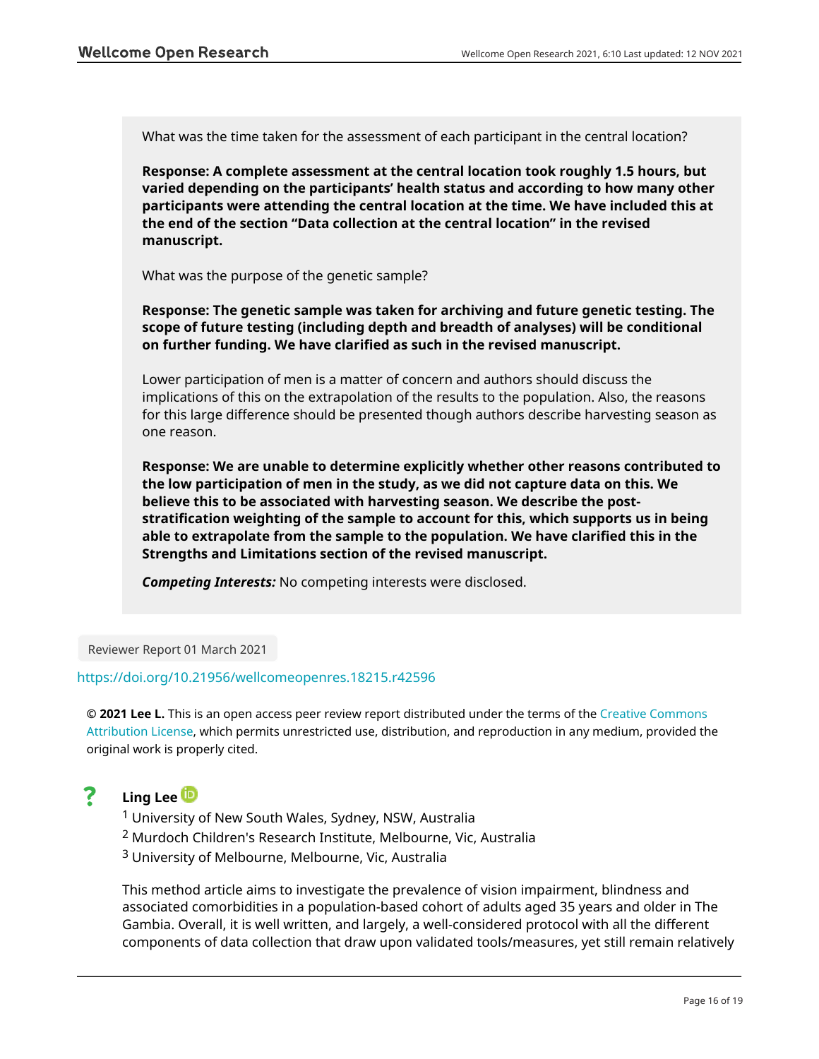What was the time taken for the assessment of each participant in the central location?

**Response: A complete assessment at the central location took roughly 1.5 hours, but varied depending on the participants' health status and according to how many other participants were attending the central location at the time. We have included this at the end of the section "Data collection at the central location" in the revised manuscript.**

What was the purpose of the genetic sample?

**Response: The genetic sample was taken for archiving and future genetic testing. The scope of future testing (including depth and breadth of analyses) will be conditional on further funding. We have clarified as such in the revised manuscript.**

Lower participation of men is a matter of concern and authors should discuss the implications of this on the extrapolation of the results to the population. Also, the reasons for this large difference should be presented though authors describe harvesting season as one reason.

**Response: We are unable to determine explicitly whether other reasons contributed to the low participation of men in the study, as we did not capture data on this. We believe this to be associated with harvesting season. We describe the post-stratification weighting of the sample to account for this, which supports us in being able to extrapolate from the sample to the population. We have clarified this in the Strengths and Limitations section of the revised manuscript.**

***Competing Interests:*** No competing interests were disclosed.

Reviewer Report 01 March 2021

https://doi.org/10.21956/wellcomeopenres.18215.r42596

**© 2021 Lee L.** This is an open access peer review report distributed under the terms of the Creative Commons Attribution License, which permits unrestricted use, distribution, and reproduction in any medium, provided the original work is properly cited.

?

**Ling Lee**

[1] University of New South Wales, Sydney, NSW, Australia
[2] Murdoch Children's Research Institute, Melbourne, Vic, Australia
[3] University of Melbourne, Melbourne, Vic, Australia

This method article aims to investigate the prevalence of vision impairment, blindness and associated comorbidities in a population-based cohort of adults aged 35 years and older in The Gambia. Overall, it is well written, and largely, a well-considered protocol with all the different components of data collection that draw upon validated tools/measures, yet still remain relatively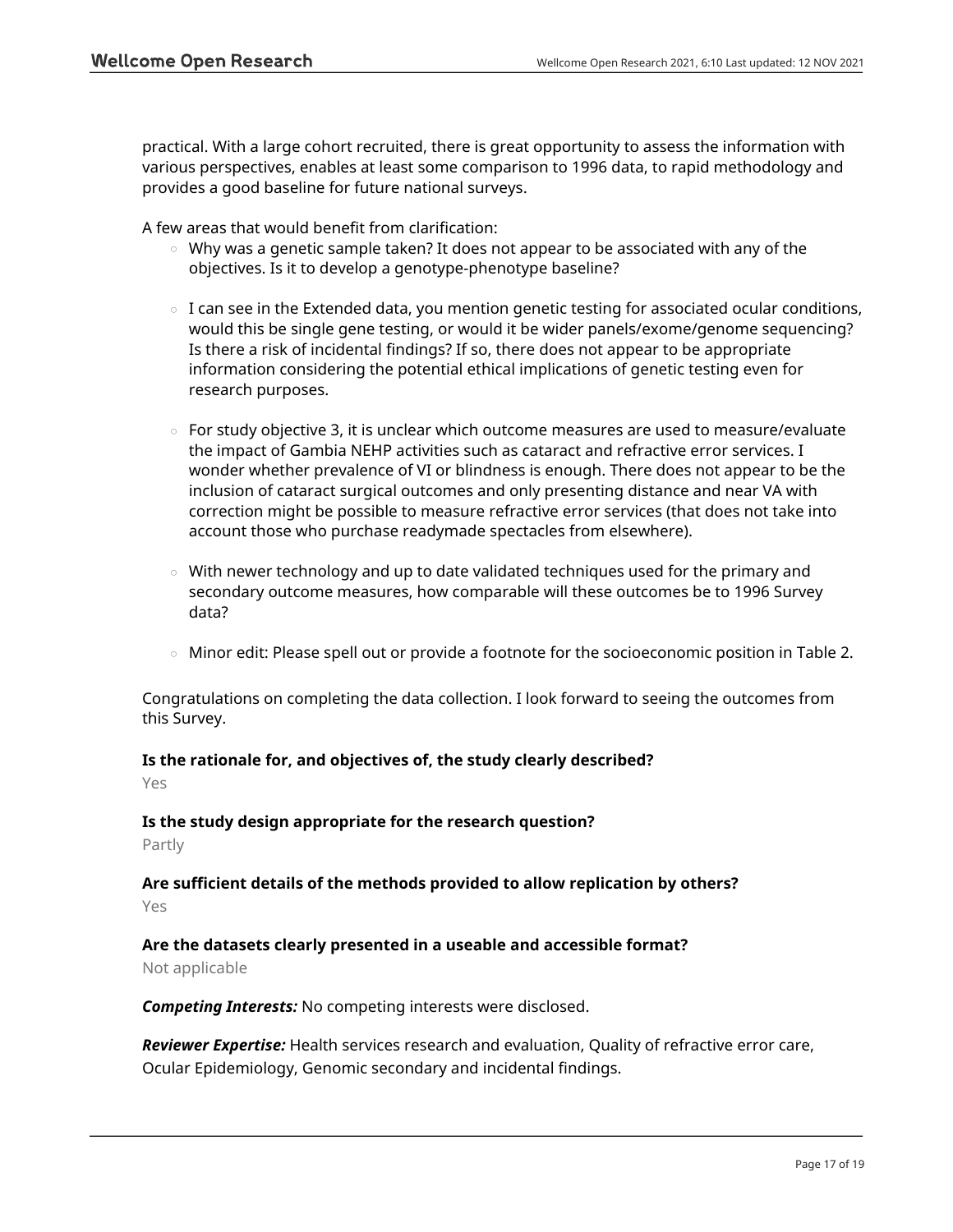practical. With a large cohort recruited, there is great opportunity to assess the information with various perspectives, enables at least some comparison to 1996 data, to rapid methodology and provides a good baseline for future national surveys.

A few areas that would benefit from clarification:

- Why was a genetic sample taken? It does not appear to be associated with any of the objectives. Is it to develop a genotype-phenotype baseline?

- I can see in the Extended data, you mention genetic testing for associated ocular conditions, would this be single gene testing, or would it be wider panels/exome/genome sequencing? Is there a risk of incidental findings? If so, there does not appear to be appropriate information considering the potential ethical implications of genetic testing even for research purposes.

- For study objective 3, it is unclear which outcome measures are used to measure/evaluate the impact of Gambia NEHP activities such as cataract and refractive error services. I wonder whether prevalence of VI or blindness is enough. There does not appear to be the inclusion of cataract surgical outcomes and only presenting distance and near VA with correction might be possible to measure refractive error services (that does not take into account those who purchase readymade spectacles from elsewhere).

- With newer technology and up to date validated techniques used for the primary and secondary outcome measures, how comparable will these outcomes be to 1996 Survey data?

- Minor edit: Please spell out or provide a footnote for the socioeconomic position in Table 2.

Congratulations on completing the data collection. I look forward to seeing the outcomes from this Survey.

**Is the rationale for, and objectives of, the study clearly described?**

Yes

**Is the study design appropriate for the research question?**

Partly

**Are sufficient details of the methods provided to allow replication by others?**

Yes

**Are the datasets clearly presented in a useable and accessible format?**

Not applicable

***Competing Interests:*** No competing interests were disclosed.

***Reviewer Expertise:*** Health services research and evaluation, Quality of refractive error care, Ocular Epidemiology, Genomic secondary and incidental findings.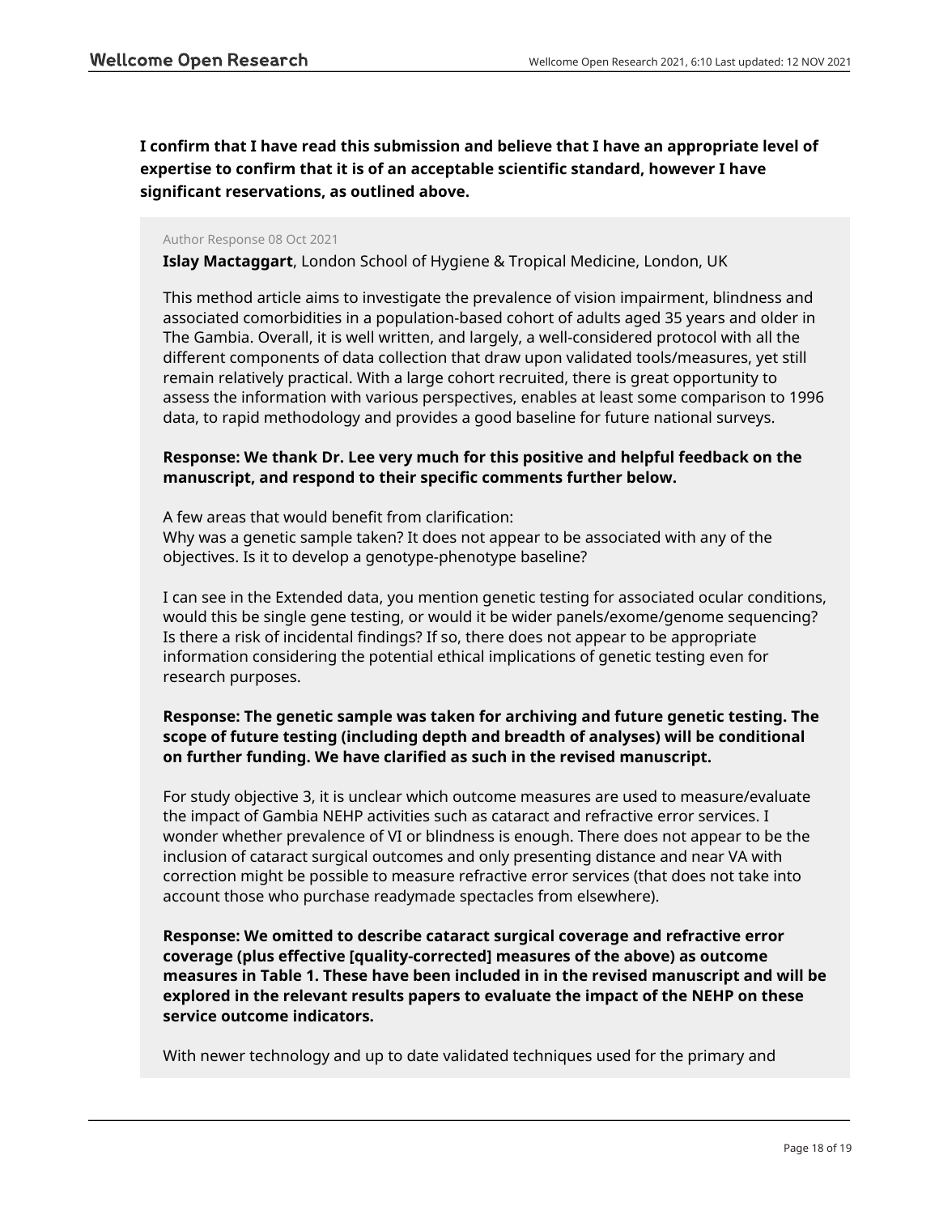**I confirm that I have read this submission and believe that I have an appropriate level of expertise to confirm that it is of an acceptable scientific standard, however I have significant reservations, as outlined above.**

Author Response 08 Oct 2021

**Islay Mactaggart**, London School of Hygiene & Tropical Medicine, London, UK

This method article aims to investigate the prevalence of vision impairment, blindness and associated comorbidities in a population-based cohort of adults aged 35 years and older in The Gambia. Overall, it is well written, and largely, a well-considered protocol with all the different components of data collection that draw upon validated tools/measures, yet still remain relatively practical. With a large cohort recruited, there is great opportunity to assess the information with various perspectives, enables at least some comparison to 1996 data, to rapid methodology and provides a good baseline for future national surveys.

**Response: We thank Dr. Lee very much for this positive and helpful feedback on the manuscript, and respond to their specific comments further below.**

A few areas that would benefit from clarification:
Why was a genetic sample taken? It does not appear to be associated with any of the objectives. Is it to develop a genotype-phenotype baseline?

I can see in the Extended data, you mention genetic testing for associated ocular conditions, would this be single gene testing, or would it be wider panels/exome/genome sequencing? Is there a risk of incidental findings? If so, there does not appear to be appropriate information considering the potential ethical implications of genetic testing even for research purposes.

**Response: The genetic sample was taken for archiving and future genetic testing. The scope of future testing (including depth and breadth of analyses) will be conditional on further funding. We have clarified as such in the revised manuscript.**

For study objective 3, it is unclear which outcome measures are used to measure/evaluate the impact of Gambia NEHP activities such as cataract and refractive error services. I wonder whether prevalence of VI or blindness is enough. There does not appear to be the inclusion of cataract surgical outcomes and only presenting distance and near VA with correction might be possible to measure refractive error services (that does not take into account those who purchase readymade spectacles from elsewhere).

**Response: We omitted to describe cataract surgical coverage and refractive error coverage (plus effective [quality-corrected] measures of the above) as outcome measures in Table 1. These have been included in in the revised manuscript and will be explored in the relevant results papers to evaluate the impact of the NEHP on these service outcome indicators.**

With newer technology and up to date validated techniques used for the primary and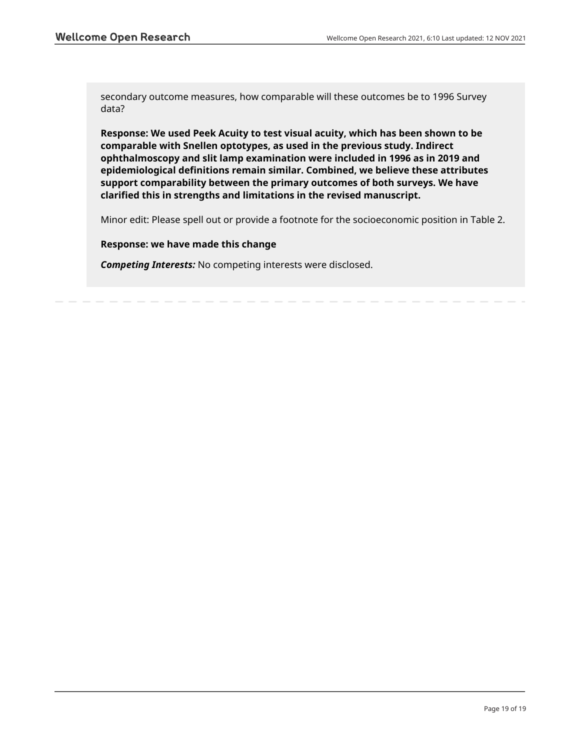secondary outcome measures, how comparable will these outcomes be to 1996 Survey data?

**Response: We used Peek Acuity to test visual acuity, which has been shown to be comparable with Snellen optotypes, as used in the previous study. Indirect ophthalmoscopy and slit lamp examination were included in 1996 as in 2019 and epidemiological definitions remain similar. Combined, we believe these attributes support comparability between the primary outcomes of both surveys. We have clarified this in strengths and limitations in the revised manuscript.**

Minor edit: Please spell out or provide a footnote for the socioeconomic position in Table 2.

**Response: we have made this change**

***Competing Interests:*** No competing interests were disclosed.